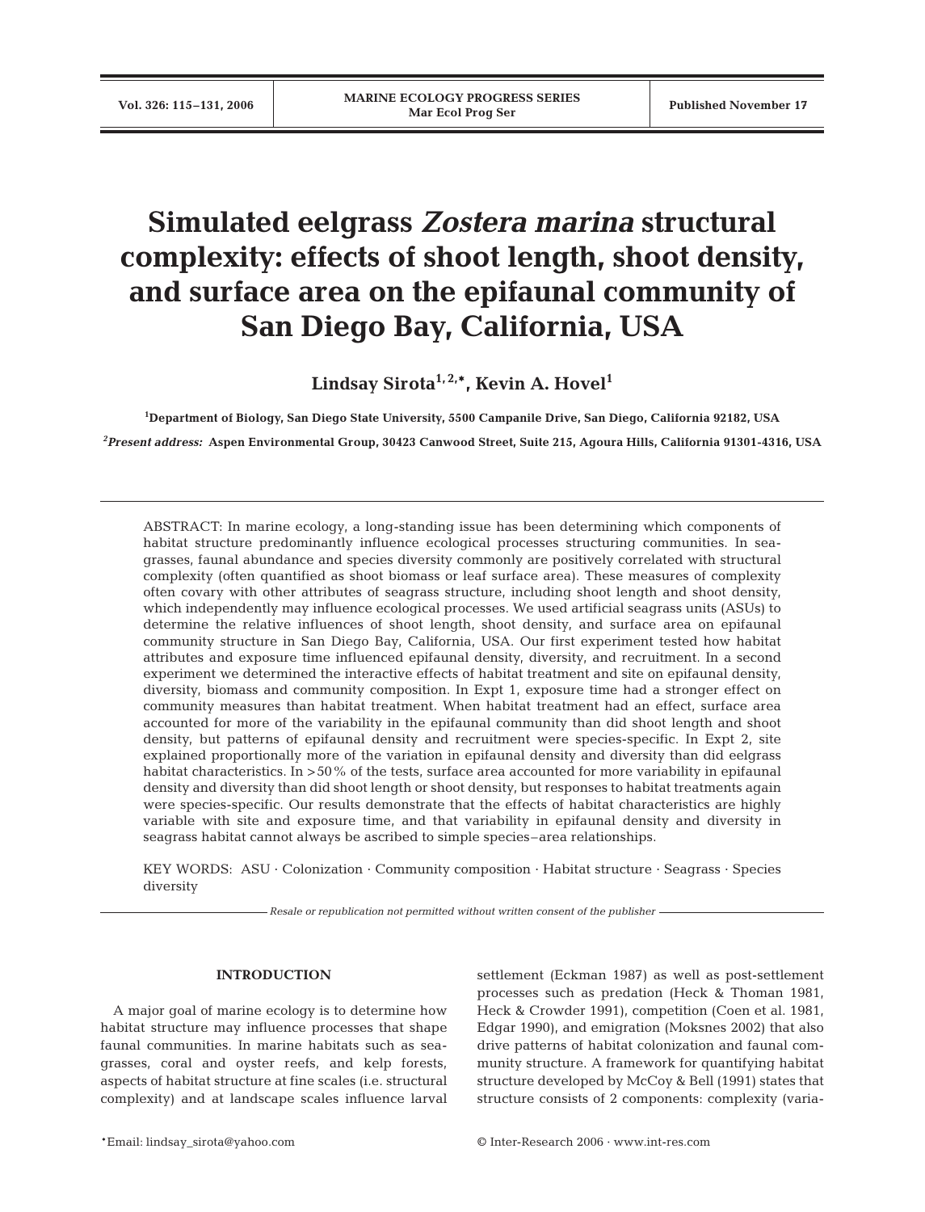# Simulated eelgrass *Zostera marina* structural complexity: effects of shoot length, shoot density, and surface area on the epifaunal community of San Diego Bay, California, USA

**Lindsay Sirota[1,2,*], Kevin A. Hovel[1]**

[1]Department of Biology, San Diego State University, 5500 Campanile Drive, San Diego, California 92182, USA

[2]*Present address:* Aspen Environmental Group, 30423 Canwood Street, Suite 215, Agoura Hills, California 91301-4316, USA

ABSTRACT: In marine ecology, a long-standing issue has been determining which components of habitat structure predominantly influence ecological processes structuring communities. In seagrasses, faunal abundance and species diversity commonly are positively correlated with structural complexity (often quantified as shoot biomass or leaf surface area). These measures of complexity often covary with other attributes of seagrass structure, including shoot length and shoot density, which independently may influence ecological processes. We used artificial seagrass units (ASUs) to determine the relative influences of shoot length, shoot density, and surface area on epifaunal community structure in San Diego Bay, California, USA. Our first experiment tested how habitat attributes and exposure time influenced epifaunal density, diversity, and recruitment. In a second experiment we determined the interactive effects of habitat treatment and site on epifaunal density, diversity, biomass and community composition. In Expt 1, exposure time had a stronger effect on community measures than habitat treatment. When habitat treatment had an effect, surface area accounted for more of the variability in the epifaunal community than did shoot length and shoot density, but patterns of epifaunal density and recruitment were species-specific. In Expt 2, site explained proportionally more of the variation in epifaunal density and diversity than did eelgrass habitat characteristics. In >50% of the tests, surface area accounted for more variability in epifaunal density and diversity than did shoot length or shoot density, but responses to habitat treatments again were species-specific. Our results demonstrate that the effects of habitat characteristics are highly variable with site and exposure time, and that variability in epifaunal density and diversity in seagrass habitat cannot always be ascribed to simple species–area relationships.

KEY WORDS: ASU · Colonization · Community composition · Habitat structure · Seagrass · Species diversity

*Resale or republication not permitted without written consent of the publisher*

## INTRODUCTION

A major goal of marine ecology is to determine how habitat structure may influence processes that shape faunal communities. In marine habitats such as seagrasses, coral and oyster reefs, and kelp forests, aspects of habitat structure at fine scales (i.e. structural complexity) and at landscape scales influence larval settlement (Eckman 1987) as well as post-settlement processes such as predation (Heck & Thoman 1981, Heck & Crowder 1991), competition (Coen et al. 1981, Edgar 1990), and emigration (Moksnes 2002) that also drive patterns of habitat colonization and faunal community structure. A framework for quantifying habitat structure developed by McCoy & Bell (1991) states that structure consists of 2 components: complexity (varia-

*Email: lindsay_sirota@yahoo.com

© Inter-Research 2006 · www.int-res.com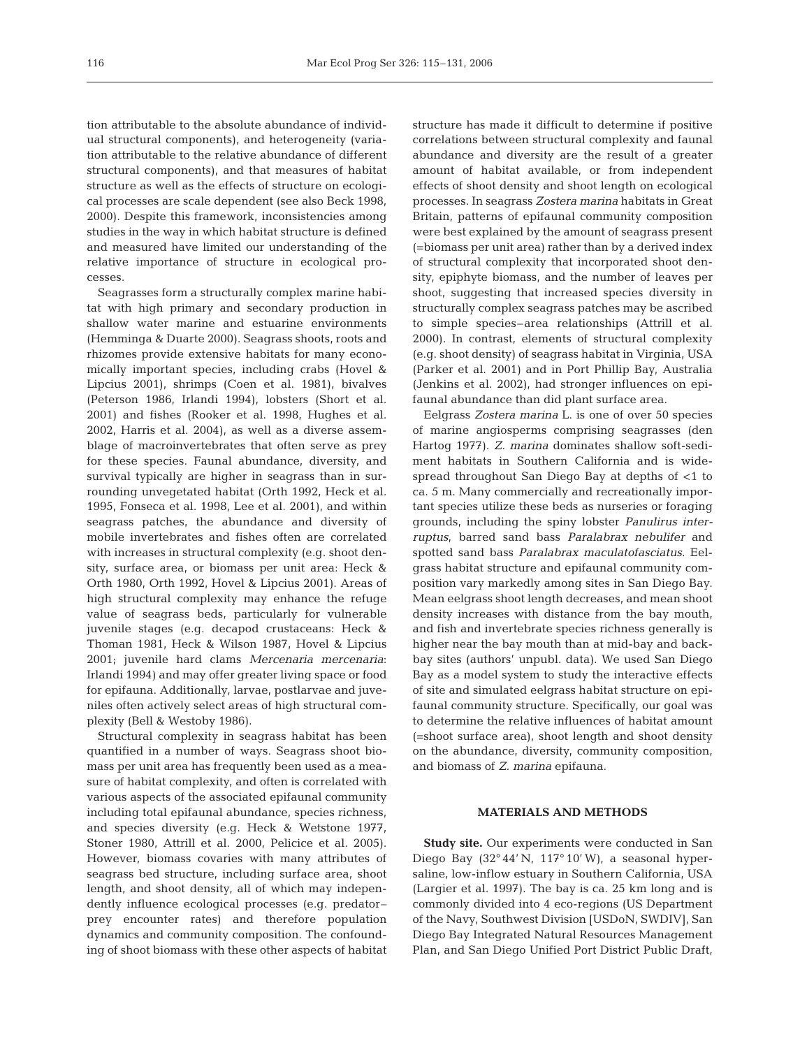tion attributable to the absolute abundance of individual structural components), and heterogeneity (variation attributable to the relative abundance of different structural components), and that measures of habitat structure as well as the effects of structure on ecological processes are scale dependent (see also Beck 1998, 2000). Despite this framework, inconsistencies among studies in the way in which habitat structure is defined and measured have limited our understanding of the relative importance of structure in ecological processes.

Seagrasses form a structurally complex marine habitat with high primary and secondary production in shallow water marine and estuarine environments (Hemminga & Duarte 2000). Seagrass shoots, roots and rhizomes provide extensive habitats for many economically important species, including crabs (Hovel & Lipcius 2001), shrimps (Coen et al. 1981), bivalves (Peterson 1986, Irlandi 1994), lobsters (Short et al. 2001) and fishes (Rooker et al. 1998, Hughes et al. 2002, Harris et al. 2004), as well as a diverse assemblage of macroinvertebrates that often serve as prey for these species. Faunal abundance, diversity, and survival typically are higher in seagrass than in surrounding unvegetated habitat (Orth 1992, Heck et al. 1995, Fonseca et al. 1998, Lee et al. 2001), and within seagrass patches, the abundance and diversity of mobile invertebrates and fishes often are correlated with increases in structural complexity (e.g. shoot density, surface area, or biomass per unit area: Heck & Orth 1980, Orth 1992, Hovel & Lipcius 2001). Areas of high structural complexity may enhance the refuge value of seagrass beds, particularly for vulnerable juvenile stages (e.g. decapod crustaceans: Heck & Thoman 1981, Heck & Wilson 1987, Hovel & Lipcius 2001; juvenile hard clams *Mercenaria mercenaria*: Irlandi 1994) and may offer greater living space or food for epifauna. Additionally, larvae, postlarvae and juveniles often actively select areas of high structural complexity (Bell & Westoby 1986).

Structural complexity in seagrass habitat has been quantified in a number of ways. Seagrass shoot biomass per unit area has frequently been used as a measure of habitat complexity, and often is correlated with various aspects of the associated epifaunal community including total epifaunal abundance, species richness, and species diversity (e.g. Heck & Wetstone 1977, Stoner 1980, Attrill et al. 2000, Pelicice et al. 2005). However, biomass covaries with many attributes of seagrass bed structure, including surface area, shoot length, and shoot density, all of which may independently influence ecological processes (e.g. predator–prey encounter rates) and therefore population dynamics and community composition. The confounding of shoot biomass with these other aspects of habitat structure has made it difficult to determine if positive correlations between structural complexity and faunal abundance and diversity are the result of a greater amount of habitat available, or from independent effects of shoot density and shoot length on ecological processes. In seagrass *Zostera marina* habitats in Great Britain, patterns of epifaunal community composition were best explained by the amount of seagrass present (=biomass per unit area) rather than by a derived index of structural complexity that incorporated shoot density, epiphyte biomass, and the number of leaves per shoot, suggesting that increased species diversity in structurally complex seagrass patches may be ascribed to simple species–area relationships (Attrill et al. 2000). In contrast, elements of structural complexity (e.g. shoot density) of seagrass habitat in Virginia, USA (Parker et al. 2001) and in Port Phillip Bay, Australia (Jenkins et al. 2002), had stronger influences on epifaunal abundance than did plant surface area.

Eelgrass *Zostera marina* L. is one of over 50 species of marine angiosperms comprising seagrasses (den Hartog 1977). *Z. marina* dominates shallow soft-sediment habitats in Southern California and is widespread throughout San Diego Bay at depths of <1 to ca. 5 m. Many commercially and recreationally important species utilize these beds as nurseries or foraging grounds, including the spiny lobster *Panulirus interruptus*, barred sand bass *Paralabrax nebulifer* and spotted sand bass *Paralabrax maculatofasciatus*. Eelgrass habitat structure and epifaunal community composition vary markedly among sites in San Diego Bay. Mean eelgrass shoot length decreases, and mean shoot density increases with distance from the bay mouth, and fish and invertebrate species richness generally is higher near the bay mouth than at mid-bay and back-bay sites (authors' unpubl. data). We used San Diego Bay as a model system to study the interactive effects of site and simulated eelgrass habitat structure on epifaunal community structure. Specifically, our goal was to determine the relative influences of habitat amount (=shoot surface area), shoot length and shoot density on the abundance, diversity, community composition, and biomass of *Z. marina* epifauna.

## MATERIALS AND METHODS

**Study site.** Our experiments were conducted in San Diego Bay (32° 44' N, 117° 10' W), a seasonal hypersaline, low-inflow estuary in Southern California, USA (Largier et al. 1997). The bay is ca. 25 km long and is commonly divided into 4 eco-regions (US Department of the Navy, Southwest Division [USDoN, SWDIV], San Diego Bay Integrated Natural Resources Management Plan, and San Diego Unified Port District Public Draft,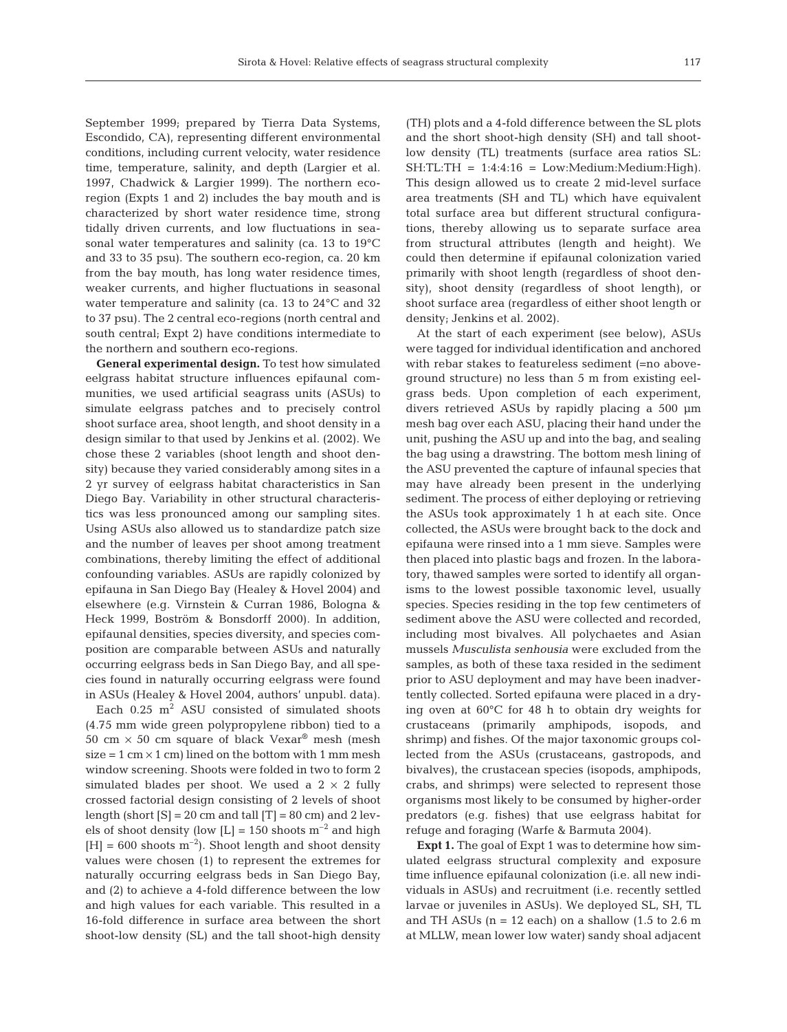September 1999; prepared by Tierra Data Systems, Escondido, CA), representing different environmental conditions, including current velocity, water residence time, temperature, salinity, and depth (Largier et al. 1997, Chadwick & Largier 1999). The northern eco-region (Expts 1 and 2) includes the bay mouth and is characterized by short water residence time, strong tidally driven currents, and low fluctuations in seasonal water temperatures and salinity (ca. 13 to 19°C and 33 to 35 psu). The southern eco-region, ca. 20 km from the bay mouth, has long water residence times, weaker currents, and higher fluctuations in seasonal water temperature and salinity (ca. 13 to 24°C and 32 to 37 psu). The 2 central eco-regions (north central and south central; Expt 2) have conditions intermediate to the northern and southern eco-regions.

**General experimental design.** To test how simulated eelgrass habitat structure influences epifaunal communities, we used artificial seagrass units (ASUs) to simulate eelgrass patches and to precisely control shoot surface area, shoot length, and shoot density in a design similar to that used by Jenkins et al. (2002). We chose these 2 variables (shoot length and shoot density) because they varied considerably among sites in a 2 yr survey of eelgrass habitat characteristics in San Diego Bay. Variability in other structural characteristics was less pronounced among our sampling sites. Using ASUs also allowed us to standardize patch size and the number of leaves per shoot among treatment combinations, thereby limiting the effect of additional confounding variables. ASUs are rapidly colonized by epifauna in San Diego Bay (Healey & Hovel 2004) and elsewhere (e.g. Virnstein & Curran 1986, Bologna & Heck 1999, Boström & Bonsdorff 2000). In addition, epifaunal densities, species diversity, and species composition are comparable between ASUs and naturally occurring eelgrass beds in San Diego Bay, and all species found in naturally occurring eelgrass were found in ASUs (Healey & Hovel 2004, authors' unpubl. data).

Each 0.25 $m^2$ ASU consisted of simulated shoots (4.75 mm wide green polypropylene ribbon) tied to a 50 cm × 50 cm square of black Vexar® mesh (mesh size = 1 cm × 1 cm) lined on the bottom with 1 mm mesh window screening. Shoots were folded in two to form 2 simulated blades per shoot. We used a 2 × 2 fully crossed factorial design consisting of 2 levels of shoot length (short [S] = 20 cm and tall [T] = 80 cm) and 2 levels of shoot density (low [L] = 150 shoots $m^{-2}$ and high [H] = 600 shoots $m^{-2}$). Shoot length and shoot density values were chosen (1) to represent the extremes for naturally occurring eelgrass beds in San Diego Bay, and (2) to achieve a 4-fold difference between the low and high values for each variable. This resulted in a 16-fold difference in surface area between the short shoot-low density (SL) and the tall shoot-high density (TH) plots and a 4-fold difference between the SL plots and the short shoot-high density (SH) and tall shoot-low density (TL) treatments (surface area ratios SL:SH:TL:TH = 1:4:4:16 = Low:Medium:Medium:High). This design allowed us to create 2 mid-level surface area treatments (SH and TL) which have equivalent total surface area but different structural configurations, thereby allowing us to separate surface area from structural attributes (length and height). We could then determine if epifaunal colonization varied primarily with shoot length (regardless of shoot density), shoot density (regardless of shoot length), or shoot surface area (regardless of either shoot length or density; Jenkins et al. 2002).

At the start of each experiment (see below), ASUs were tagged for individual identification and anchored with rebar stakes to featureless sediment (=no above-ground structure) no less than 5 m from existing eelgrass beds. Upon completion of each experiment, divers retrieved ASUs by rapidly placing a 500 µm mesh bag over each ASU, placing their hand under the unit, pushing the ASU up and into the bag, and sealing the bag using a drawstring. The bottom mesh lining of the ASU prevented the capture of infaunal species that may have already been present in the underlying sediment. The process of either deploying or retrieving the ASUs took approximately 1 h at each site. Once collected, the ASUs were brought back to the dock and epifauna were rinsed into a 1 mm sieve. Samples were then placed into plastic bags and frozen. In the laboratory, thawed samples were sorted to identify all organisms to the lowest possible taxonomic level, usually species. Species residing in the top few centimeters of sediment above the ASU were collected and recorded, including most bivalves. All polychaetes and Asian mussels *Musculista senhousia* were excluded from the samples, as both of these taxa resided in the sediment prior to ASU deployment and may have been inadvertently collected. Sorted epifauna were placed in a drying oven at 60°C for 48 h to obtain dry weights for crustaceans (primarily amphipods, isopods, and shrimp) and fishes. Of the major taxonomic groups collected from the ASUs (crustaceans, gastropods, and bivalves), the crustacean species (isopods, amphipods, crabs, and shrimps) were selected to represent those organisms most likely to be consumed by higher-order predators (e.g. fishes) that use eelgrass habitat for refuge and foraging (Warfe & Barmuta 2004).

**Expt 1.** The goal of Expt 1 was to determine how simulated eelgrass structural complexity and exposure time influence epifaunal colonization (i.e. all new individuals in ASUs) and recruitment (i.e. recently settled larvae or juveniles in ASUs). We deployed SL, SH, TL and TH ASUs (n = 12 each) on a shallow (1.5 to 2.6 m at MLLW, mean lower low water) sandy shoal adjacent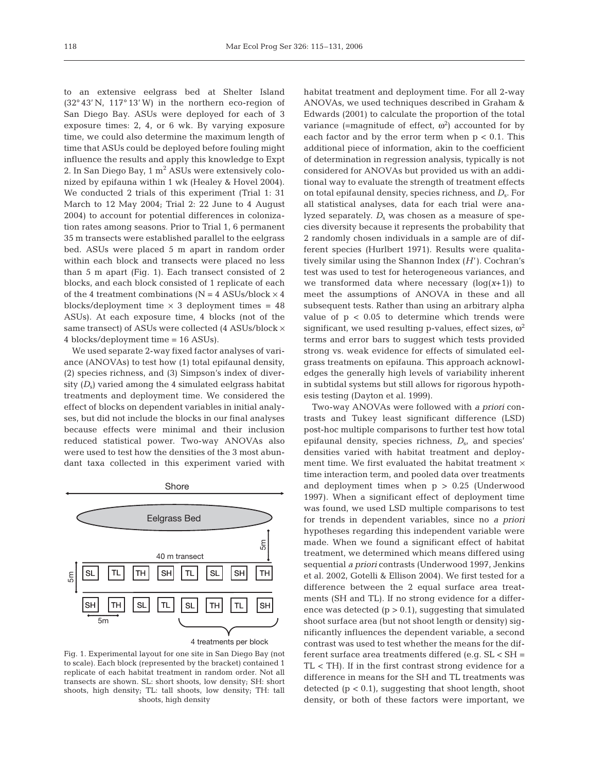to an extensive eelgrass bed at Shelter Island (32° 43′ N, 117° 13′ W) in the northern eco-region of San Diego Bay. ASUs were deployed for each of 3 exposure times: 2, 4, or 6 wk. By varying exposure time, we could also determine the maximum length of time that ASUs could be deployed before fouling might influence the results and apply this knowledge to Expt 2. In San Diego Bay, 1 $m^2$ ASUs were extensively colonized by epifauna within 1 wk (Healey & Hovel 2004). We conducted 2 trials of this experiment (Trial 1: 31 March to 12 May 2004; Trial 2: 22 June to 4 August 2004) to account for potential differences in colonization rates among seasons. Prior to Trial 1, 6 permanent 35 m transects were established parallel to the eelgrass bed. ASUs were placed 5 m apart in random order within each block and transects were placed no less than 5 m apart (Fig. 1). Each transect consisted of 2 blocks, and each block consisted of 1 replicate of each of the 4 treatment combinations (N = 4 ASUs/block × 4 blocks/deployment time × 3 deployment times = 48 ASUs). At each exposure time, 4 blocks (not of the same transect) of ASUs were collected (4 ASUs/block × 4 blocks/deployment time = 16 ASUs).

We used separate 2-way fixed factor analyses of variance (ANOVAs) to test how (1) total epifaunal density, (2) species richness, and (3) Simpson's index of diversity ($D_s$) varied among the 4 simulated eelgrass habitat treatments and deployment time. We considered the effect of blocks on dependent variables in initial analyses, but did not include the blocks in our final analyses because effects were minimal and their inclusion reduced statistical power. Two-way ANOVAs also were used to test how the densities of the 3 most abundant taxa collected in this experiment varied with habitat treatment and deployment time. For all 2-way ANOVAs, we used techniques described in Graham & Edwards (2001) to calculate the proportion of the total variance (=magnitude of effect, $\omega^2$) accounted for by each factor and by the error term when $p < 0.1$. This additional piece of information, akin to the coefficient of determination in regression analysis, typically is not considered for ANOVAs but provided us with an additional way to evaluate the strength of treatment effects on total epifaunal density, species richness, and $D_s$. For all statistical analyses, data for each trial were analyzed separately. $D_s$ was chosen as a measure of species diversity because it represents the probability that 2 randomly chosen individuals in a sample are of different species (Hurlbert 1971). Results were qualitatively similar using the Shannon Index ($H'$). Cochran's test was used to test for heterogeneous variances, and we transformed data where necessary ($\log(x+1)$) to meet the assumptions of ANOVA in these and all subsequent tests. Rather than using an arbitrary alpha value of $p < 0.05$ to determine which trends were significant, we used resulting p-values, effect sizes, $\omega^2$ terms and error bars to suggest which tests provided strong vs. weak evidence for effects of simulated eelgrass treatments on epifauna. This approach acknowledges the generally high levels of variability inherent in subtidal systems but still allows for rigorous hypothesis testing (Dayton et al. 1999).

Two-way ANOVAs were followed with *a priori* contrasts and Tukey least significant difference (LSD) post-hoc multiple comparisons to further test how total epifaunal density, species richness, $D_s$, and species' densities varied with habitat treatment and deployment time. We first evaluated the habitat treatment × time interaction term, and pooled data over treatments and deployment times when $p > 0.25$ (Underwood 1997). When a significant effect of deployment time was found, we used LSD multiple comparisons to test for trends in dependent variables, since no *a priori* hypotheses regarding this independent variable were made. When we found a significant effect of habitat treatment, we determined which means differed using sequential *a priori* contrasts (Underwood 1997, Jenkins et al. 2002, Gotelli & Ellison 2004). We first tested for a difference between the 2 equal surface area treatments (SH and TL). If no strong evidence for a difference was detected ($p > 0.1$), suggesting that simulated shoot surface area (but not shoot length or density) significantly influences the dependent variable, a second contrast was used to test whether the means for the different surface area treatments differed (e.g. SL < SH = TL < TH). If in the first contrast strong evidence for a difference in means for the SH and TL treatments was detected ($p < 0.1$), suggesting that shoot length, shoot density, or both of these factors were important, we

Fig. 1. Experimental layout for one site in San Diego Bay (not to scale). Each block (represented by the bracket) contained 1 replicate of each habitat treatment in random order. Not all transects are shown. SL: short shoots, low density; SH: short shoots, high density; TL: tall shoots, low density; TH: tall shoots, high density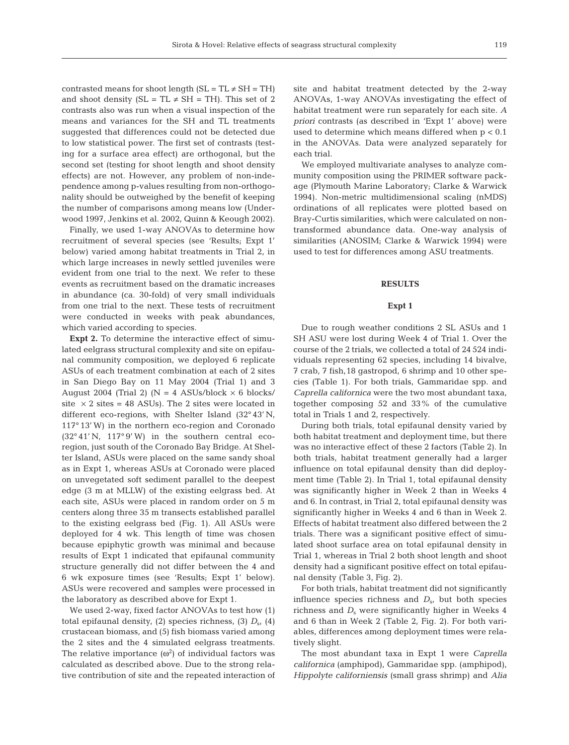contrasted means for shoot length (SL = TL ≠ SH = TH) and shoot density (SL = TL ≠ SH = TH). This set of 2 contrasts also was run when a visual inspection of the means and variances for the SH and TL treatments suggested that differences could not be detected due to low statistical power. The first set of contrasts (testing for a surface area effect) are orthogonal, but the second set (testing for shoot length and shoot density effects) are not. However, any problem of non-independence among p-values resulting from non-orthogonality should be outweighed by the benefit of keeping the number of comparisons among means low (Underwood 1997, Jenkins et al. 2002, Quinn & Keough 2002).

Finally, we used 1-way ANOVAs to determine how recruitment of several species (see 'Results; Expt 1' below) varied among habitat treatments in Trial 2, in which large increases in newly settled juveniles were evident from one trial to the next. We refer to these events as recruitment based on the dramatic increases in abundance (ca. 30-fold) of very small individuals from one trial to the next. These tests of recruitment were conducted in weeks with peak abundances, which varied according to species.

**Expt 2.** To determine the interactive effect of simulated eelgrass structural complexity and site on epifaunal community composition, we deployed 6 replicate ASUs of each treatment combination at each of 2 sites in San Diego Bay on 11 May 2004 (Trial 1) and 3 August 2004 (Trial 2) (N = 4 ASUs/block × 6 blocks/site × 2 sites = 48 ASUs). The 2 sites were located in different eco-regions, with Shelter Island (32° 43' N, 117° 13' W) in the northern eco-region and Coronado (32° 41' N, 117° 9' W) in the southern central eco-region, just south of the Coronado Bay Bridge. At Shelter Island, ASUs were placed on the same sandy shoal as in Expt 1, whereas ASUs at Coronado were placed on unvegetated soft sediment parallel to the deepest edge (3 m at MLLW) of the existing eelgrass bed. At each site, ASUs were placed in random order on 5 m centers along three 35 m transects established parallel to the existing eelgrass bed (Fig. 1). All ASUs were deployed for 4 wk. This length of time was chosen because epiphytic growth was minimal and because results of Expt 1 indicated that epifaunal community structure generally did not differ between the 4 and 6 wk exposure times (see 'Results; Expt 1' below). ASUs were recovered and samples were processed in the laboratory as described above for Expt 1.

We used 2-way, fixed factor ANOVAs to test how (1) total epifaunal density, (2) species richness, (3) $D_s$, (4) crustacean biomass, and (5) fish biomass varied among the 2 sites and the 4 simulated eelgrass treatments. The relative importance ($\omega^2$) of individual factors was calculated as described above. Due to the strong relative contribution of site and the repeated interaction of site and habitat treatment detected by the 2-way ANOVAs, 1-way ANOVAs investigating the effect of habitat treatment were run separately for each site. *A priori* contrasts (as described in 'Expt 1' above) were used to determine which means differed when $p < 0.1$ in the ANOVAs. Data were analyzed separately for each trial.

We employed multivariate analyses to analyze community composition using the PRIMER software package (Plymouth Marine Laboratory; Clarke & Warwick 1994). Non-metric multidimensional scaling (nMDS) ordinations of all replicates were plotted based on Bray-Curtis similarities, which were calculated on non-transformed abundance data. One-way analysis of similarities (ANOSIM; Clarke & Warwick 1994) were used to test for differences among ASU treatments.

## RESULTS

### Expt 1

Due to rough weather conditions 2 SL ASUs and 1 SH ASU were lost during Week 4 of Trial 1. Over the course of the 2 trials, we collected a total of 24 524 individuals representing 62 species, including 14 bivalve, 7 crab, 7 fish, 18 gastropod, 6 shrimp and 10 other species (Table 1). For both trials, Gammaridae spp. and *Caprella californica* were the two most abundant taxa, together composing 52 and 33% of the cumulative total in Trials 1 and 2, respectively.

During both trials, total epifaunal density varied by both habitat treatment and deployment time, but there was no interactive effect of these 2 factors (Table 2). In both trials, habitat treatment generally had a larger influence on total epifaunal density than did deployment time (Table 2). In Trial 1, total epifaunal density was significantly higher in Week 2 than in Weeks 4 and 6. In contrast, in Trial 2, total epifaunal density was significantly higher in Weeks 4 and 6 than in Week 2. Effects of habitat treatment also differed between the 2 trials. There was a significant positive effect of simulated shoot surface area on total epifaunal density in Trial 1, whereas in Trial 2 both shoot length and shoot density had a significant positive effect on total epifaunal density (Table 3, Fig. 2).

For both trials, habitat treatment did not significantly influence species richness and $D_s$, but both species richness and $D_s$ were significantly higher in Weeks 4 and 6 than in Week 2 (Table 2, Fig. 2). For both variables, differences among deployment times were relatively slight.

The most abundant taxa in Expt 1 were *Caprella californica* (amphipod), Gammaridae spp. (amphipod), *Hippolyte californiensis* (small grass shrimp) and *Alia*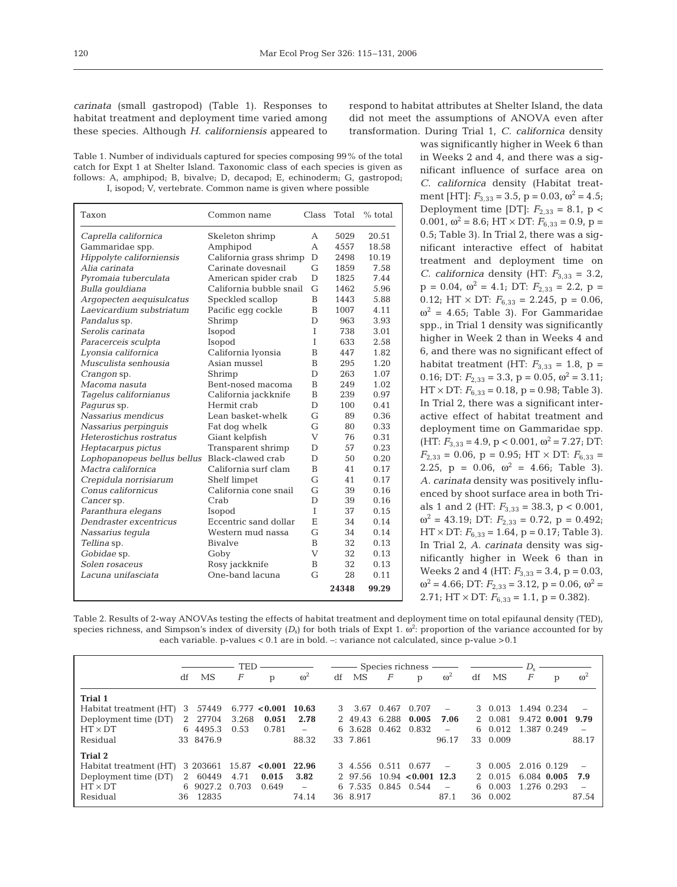*carinata* (small gastropod) (Table 1). Responses to habitat treatment and deployment time varied among these species. Although *H. californiensis* appeared to respond to habitat attributes at Shelter Island, the data did not meet the assumptions of ANOVA even after transformation. During Trial 1, *C. californica* density was significantly higher in Week 6 than in Weeks 2 and 4, and there was a significant influence of surface area on *C. californica* density (Habitat treatment [HT]: $F_{3,33}$ = 3.5, p = 0.03, $\omega^2$ = 4.5; Deployment time [DT]: $F_{2,33}$ = 8.1, p < 0.001, $\omega^2$ = 8.6; HT × DT: $F_{6,33}$ = 0.9, p = 0.5; Table 3). In Trial 2, there was a significant interactive effect of habitat treatment and deployment time on *C. californica* density (HT: $F_{3,33}$ = 3.2, p = 0.04, $\omega^2$ = 4.1; DT: $F_{2,33}$ = 2.2, p = 0.12; HT × DT: $F_{6,33}$ = 2.245, p = 0.06, $\omega^2$ = 4.65; Table 3). For Gammaridae spp., in Trial 1 density was significantly higher in Week 2 than in Weeks 4 and 6, and there was no significant effect of habitat treatment (HT: $F_{3,33}$ = 1.8, p = 0.16; DT: $F_{2,33}$ = 3.3, p = 0.05, $\omega^2$ = 3.11; HT × DT: $F_{6,33}$ = 0.18, p = 0.98; Table 3). In Trial 2, there was a significant interactive effect of habitat treatment and deployment time on Gammaridae spp. (HT: $F_{3,33}$ = 4.9, p < 0.001, $\omega^2$ = 7.27; DT: $F_{2,33}$ = 0.06, p = 0.95; HT × DT: $F_{6,33}$ = 2.25, p = 0.06, $\omega^2$ = 4.66; Table 3). *A. carinata* density was positively influenced by shoot surface area in both Trials 1 and 2 (HT: $F_{3,33}$ = 38.3, p < 0.001, $\omega^2$ = 43.19; DT: $F_{2,33}$ = 0.72, p = 0.492; HT × DT: $F_{6,33}$ = 1.64, p = 0.17; Table 3). In Trial 2, *A. carinata* density was significantly higher in Week 6 than in Weeks 2 and 4 (HT: $F_{3,33}$ = 3.4, p = 0.03, $\omega^2$ = 4.66; DT: $F_{2,33}$ = 3.12, p = 0.06, $\omega^2$ = 2.71; HT × DT: $F_{6,33}$ = 1.1, p = 0.382).

Table 1. Number of individuals captured for species composing 99% of the total catch for Expt 1 at Shelter Island. Taxonomic class of each species is given as follows: A, amphipod; B, bivalve; D, decapod; E, echinoderm; G, gastropod; I, isopod; V, vertebrate. Common name is given where possible

| Taxon | Common name | Class | Total | % total |
|---|---|---|---|---|
| *Caprella californica* | Skeleton shrimp | A | 5029 | 20.51 |
| Gammaridae spp. | Amphipod | A | 4557 | 18.58 |
| *Hippolyte californiensis* | California grass shrimp | D | 2498 | 10.19 |
| *Alia carinata* | Carinate dovesnail | G | 1859 | 7.58 |
| *Pyromaia tuberculata* | American spider crab | D | 1825 | 7.44 |
| *Bulla gouldiana* | California bubble snail | G | 1462 | 5.96 |
| *Argopecten aequisulcatus* | Speckled scallop | B | 1443 | 5.88 |
| *Laevicardium substriatum* | Pacific egg cockle | B | 1007 | 4.11 |
| *Pandalus* sp. | Shrimp | D | 963 | 3.93 |
| *Serolis carinata* | Isopod | I | 738 | 3.01 |
| *Paracerceis sculpta* | Isopod | I | 633 | 2.58 |
| *Lyonsia californica* | California lyonsia | B | 447 | 1.82 |
| *Musculista senhousia* | Asian mussel | B | 295 | 1.20 |
| *Crangon* sp. | Shrimp | D | 263 | 1.07 |
| *Macoma nasuta* | Bent-nosed macoma | B | 249 | 1.02 |
| *Tagelus californianus* | California jackknife | B | 239 | 0.97 |
| *Pagurus* sp. | Hermit crab | D | 100 | 0.41 |
| *Nassarius mendicus* | Lean basket-whelk | G | 89 | 0.36 |
| *Nassarius perpinguis* | Fat dog whelk | G | 80 | 0.33 |
| *Heterostichus rostratus* | Giant kelpfish | V | 76 | 0.31 |
| *Heptacarpus pictus* | Transparent shrimp | D | 57 | 0.23 |
| *Lophopanopeus bellus bellus* | Black-clawed crab | D | 50 | 0.20 |
| *Mactra californica* | California surf clam | B | 41 | 0.17 |
| *Crepidula norrisiarum* | Shelf limpet | G | 41 | 0.17 |
| *Conus californicus* | California cone snail | G | 39 | 0.16 |
| *Cancer* sp. | Crab | D | 39 | 0.16 |
| *Paranthura elegans* | Isopod | I | 37 | 0.15 |
| *Dendraster excentricus* | Eccentric sand dollar | E | 34 | 0.14 |
| *Nassarius tegula* | Western mud nassa | G | 34 | 0.14 |
| *Tellina* sp. | Bivalve | B | 32 | 0.13 |
| *Gobidae* sp. | Goby | V | 32 | 0.13 |
| *Solen rosaceus* | Rosy jackknife | B | 32 | 0.13 |
| *Lacuna unifasciata* | One-band lacuna | G | 28 | 0.11 |
| | | | **24348** | **99.29** |

Table 2. Results of 2-way ANOVAs testing the effects of habitat treatment and deployment time on total epifaunal density (TED), species richness, and Simpson's index of diversity ($D_s$) for both trials of Expt 1. $\omega^2$: proportion of the variance accounted for by each variable. p-values < 0.1 are in bold. –: variance not calculated, since p-value >0.1

| | TED | | | | | Species richness | | | | | $D_s$ | | | | |
|---|---|---|---|---|---|---|---|---|---|---|---|---|---|---|---|
| | df | MS | $F$ | p | $\omega^2$ | df | MS | $F$ | p | $\omega^2$ | df | MS | $F$ | p | $\omega^2$ |
| **Trial 1** | | | | | | | | | | | | | | | |
| Habitat treatment (HT) | 3 | 57449 | 6.777 | **<0.001** | **10.63** | 3 | 3.67 | 0.467 | 0.707 | – | 3 | 0.013 | 1.494 | 0.234 | – |
| Deployment time (DT) | 2 | 27704 | 3.268 | **0.051** | **2.78** | 2 | 49.43 | 6.288 | **0.005** | **7.06** | 2 | 0.081 | 9.472 | **0.001** | **9.79** |
| HT × DT | 6 | 4495.3 | 0.53 | 0.781 | – | 6 | 3.628 | 0.462 | 0.832 | – | 6 | 0.012 | 1.387 | 0.249 | – |
| Residual | 33 | 8476.9 | | | 88.32 | 33 | 7.861 | | | 96.17 | 33 | 0.009 | | | 88.17 |
| **Trial 2** | | | | | | | | | | | | | | | |
| Habitat treatment (HT) | 3 | 203661 | 15.87 | **<0.001** | **22.96** | 3 | 4.556 | 0.511 | 0.677 | – | 3 | 0.005 | 2.016 | 0.129 | – |
| Deployment time (DT) | 2 | 60449 | 4.71 | **0.015** | **3.82** | 2 | 97.56 | 10.94 | **<0.001** | **12.3** | 2 | 0.015 | 6.084 | **0.005** | **7.9** |
| HT × DT | 6 | 9027.2 | 0.703 | 0.649 | – | 6 | 7.535 | 0.845 | 0.544 | – | 6 | 0.003 | 1.276 | 0.293 | – |
| Residual | 36 | 12835 | | | 74.14 | 36 | 8.917 | | | 87.1 | 36 | 0.002 | | | 87.54 |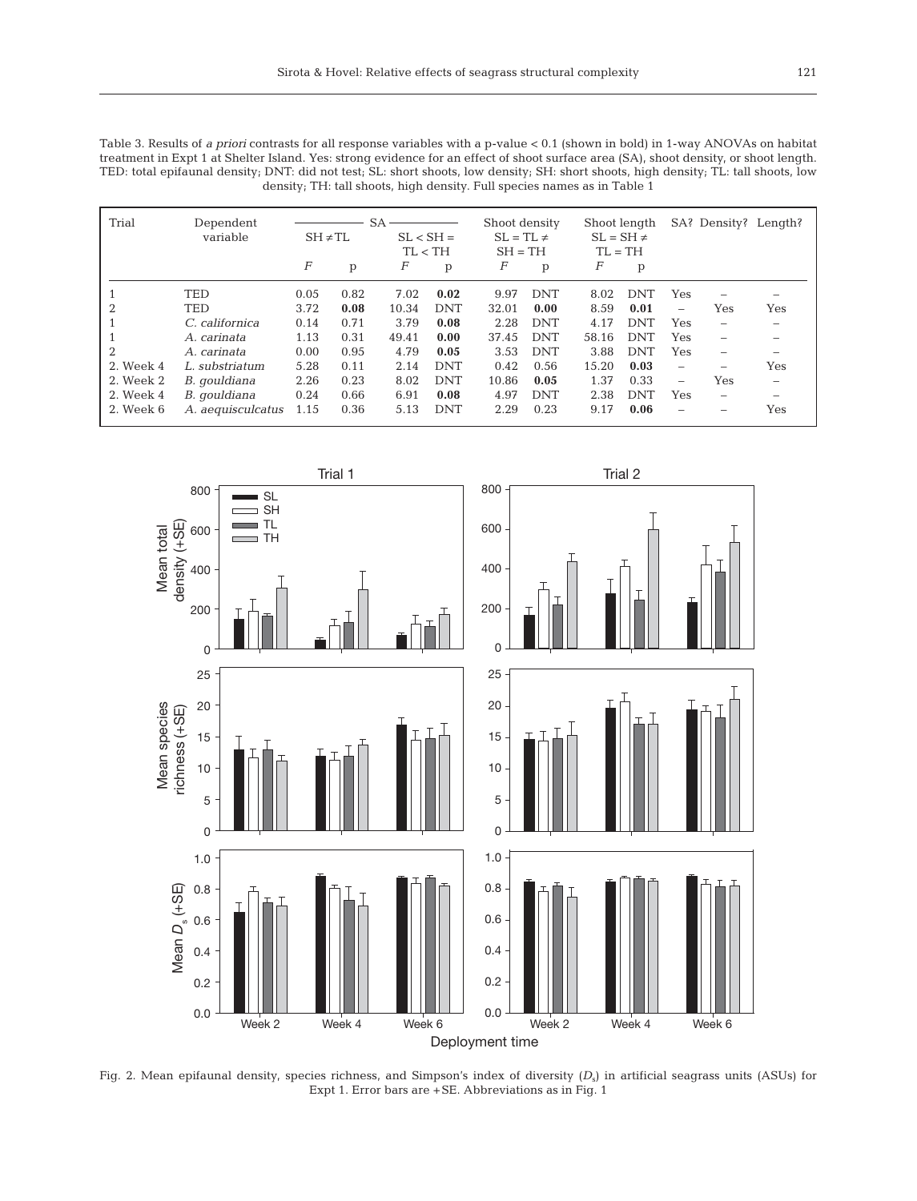Table 3. Results of *a priori* contrasts for all response variables with a p-value < 0.1 (shown in bold) in 1-way ANOVAs on habitat treatment in Expt 1 at Shelter Island. Yes: strong evidence for an effect of shoot surface area (SA), shoot density, or shoot length. TED: total epifaunal density; DNT: did not test; SL: short shoots, low density; SH: short shoots, high density; TL: tall shoots, low density; TH: tall shoots, high density. Full species names as in Table 1

| Trial | Dependent variable | SA | | | | Shoot density | | Shoot length | | SA? | Density? | Length? |
|---|---|---|---|---|---|---|---|---|---|---|---|---|
| | | SH ≠ TL | | SL < SH = TL < TH | | SL = TL ≠ SH = TH | | SL = SH ≠ TL = TH | | | | |
| | | $F$ | p | $F$ | p | $F$ | p | $F$ | p | | | |
| 1 | TED | 0.05 | 0.82 | 7.02 | **0.02** | 9.97 | DNT | 8.02 | DNT | Yes | – | – |
| 2 | TED | 3.72 | **0.08** | 10.34 | DNT | 32.01 | **0.00** | 8.59 | **0.01** | – | Yes | Yes |
| 1 | *C. californica* | 0.14 | 0.71 | 3.79 | **0.08** | 2.28 | DNT | 4.17 | DNT | Yes | – | – |
| 1 | *A. carinata* | 1.13 | 0.31 | 49.41 | **0.00** | 37.45 | DNT | 58.16 | DNT | Yes | – | – |
| 2 | *A. carinata* | 0.00 | 0.95 | 4.79 | **0.05** | 3.53 | DNT | 3.88 | DNT | Yes | – | – |
| 2. Week 4 | *L. substriatum* | 5.28 | 0.11 | 2.14 | DNT | 0.42 | 0.56 | 15.20 | **0.03** | – | – | Yes |
| 2. Week 2 | *B. gouldiana* | 2.26 | 0.23 | 8.02 | DNT | 10.86 | **0.05** | 1.37 | 0.33 | – | Yes | – |
| 2. Week 4 | *B. gouldiana* | 0.24 | 0.66 | 6.91 | **0.08** | 4.97 | DNT | 2.38 | DNT | Yes | – | – |
| 2. Week 6 | *A. aequisculcatus* | 1.15 | 0.36 | 5.13 | DNT | 2.29 | 0.23 | 9.17 | **0.06** | – | – | Yes |

Fig. 2. Mean epifaunal density, species richness, and Simpson's index of diversity ($D_s$) in artificial seagrass units (ASUs) for Expt 1. Error bars are +SE. Abbreviations as in Fig. 1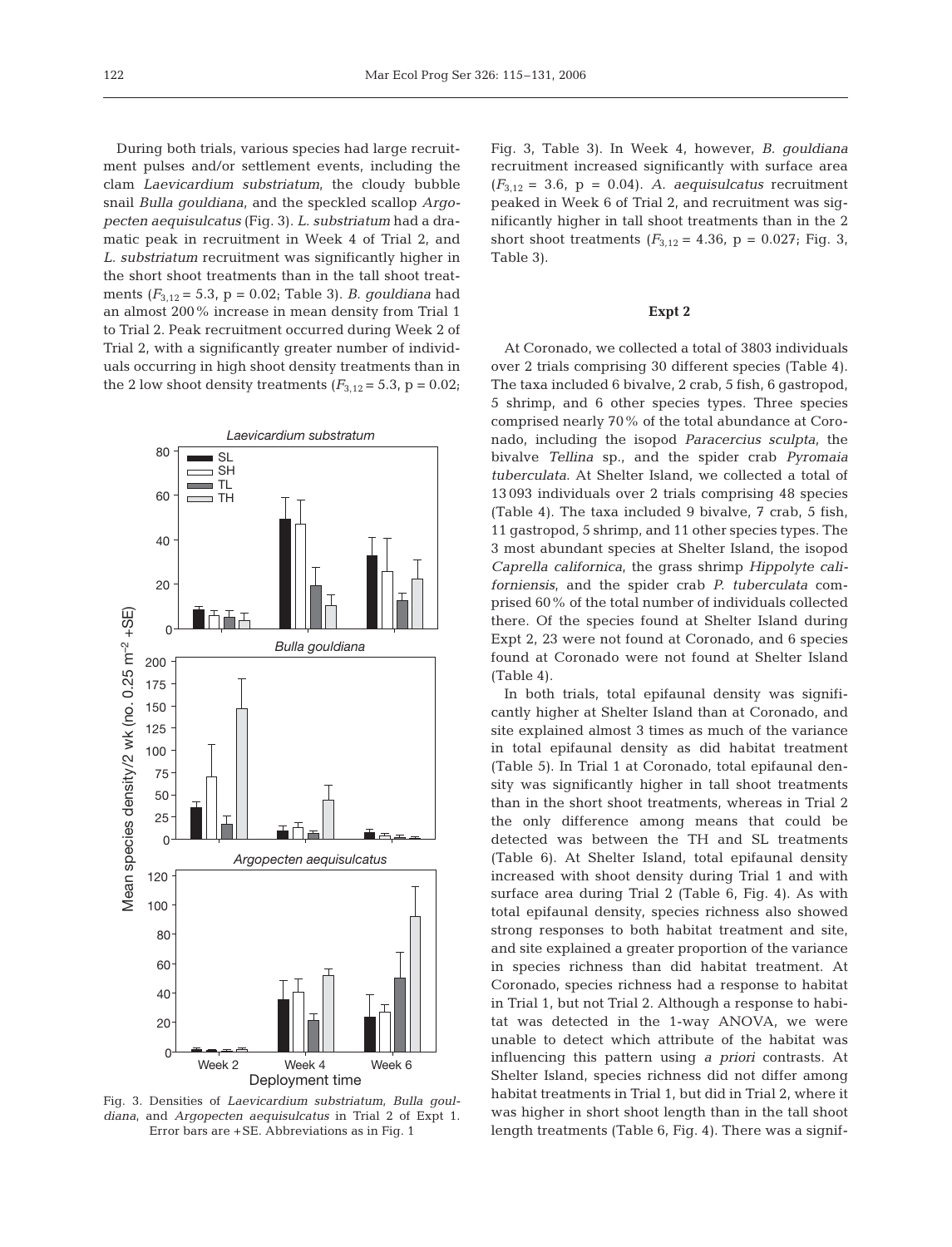During both trials, various species had large recruitment pulses and/or settlement events, including the clam *Laevicardium substriatum*, the cloudy bubble snail *Bulla gouldiana*, and the speckled scallop *Argopecten aequisulcatus* (Fig. 3). *L. substriatum* had a dramatic peak in recruitment in Week 4 of Trial 2, and *L. substriatum* recruitment was significantly higher in the short shoot treatments than in the tall shoot treatments ($F_{3,12}$ = 5.3, p = 0.02; Table 3). *B. gouldiana* had an almost 200% increase in mean density from Trial 1 to Trial 2. Peak recruitment occurred during Week 2 of Trial 2, with a significantly greater number of individuals occurring in high shoot density treatments than in the 2 low shoot density treatments ($F_{3,12}$ = 5.3, p = 0.02; Fig. 3, Table 3). In Week 4, however, *B. gouldiana* recruitment increased significantly with surface area ($F_{3,12}$ = 3.6, p = 0.04). *A. aequisulcatus* recruitment peaked in Week 6 of Trial 2, and recruitment was significantly higher in tall shoot treatments than in the 2 short shoot treatments ($F_{3,12}$ = 4.36, p = 0.027; Fig. 3, Table 3).

Fig. 3. Densities of *Laevicardium substriatum*, *Bulla gouldiana*, and *Argopecten aequisulcatus* in Trial 2 of Expt 1. Error bars are +SE. Abbreviations as in Fig. 1

### Expt 2

At Coronado, we collected a total of 3803 individuals over 2 trials comprising 30 different species (Table 4). The taxa included 6 bivalve, 2 crab, 5 fish, 6 gastropod, 5 shrimp, and 6 other species types. Three species comprised nearly 70% of the total abundance at Coronado, including the isopod *Paracercius sculpta*, the bivalve *Tellina* sp., and the spider crab *Pyromaia tuberculata*. At Shelter Island, we collected a total of 13 093 individuals over 2 trials comprising 48 species (Table 4). The taxa included 9 bivalve, 7 crab, 5 fish, 11 gastropod, 5 shrimp, and 11 other species types. The 3 most abundant species at Shelter Island, the isopod *Caprella californica*, the grass shrimp *Hippolyte californiensis*, and the spider crab *P. tuberculata* comprised 60% of the total number of individuals collected there. Of the species found at Shelter Island during Expt 2, 23 were not found at Coronado, and 6 species found at Coronado were not found at Shelter Island (Table 4).

In both trials, total epifaunal density was significantly higher at Shelter Island than at Coronado, and site explained almost 3 times as much of the variance in total epifaunal density as did habitat treatment (Table 5). In Trial 1 at Coronado, total epifaunal density was significantly higher in tall shoot treatments than in the short shoot treatments, whereas in Trial 2 the only difference among means that could be detected was between the TH and SL treatments (Table 6). At Shelter Island, total epifaunal density increased with shoot density during Trial 1 and with surface area during Trial 2 (Table 6, Fig. 4). As with total epifaunal density, species richness also showed strong responses to both habitat treatment and site, and site explained a greater proportion of the variance in species richness than did habitat treatment. At Coronado, species richness had a response to habitat in Trial 1, but not Trial 2. Although a response to habitat was detected in the 1-way ANOVA, we were unable to detect which attribute of the habitat was influencing this pattern using *a priori* contrasts. At Shelter Island, species richness did not differ among habitat treatments in Trial 1, but did in Trial 2, where it was higher in short shoot length than in the tall shoot length treatments (Table 6, Fig. 4). There was a signif-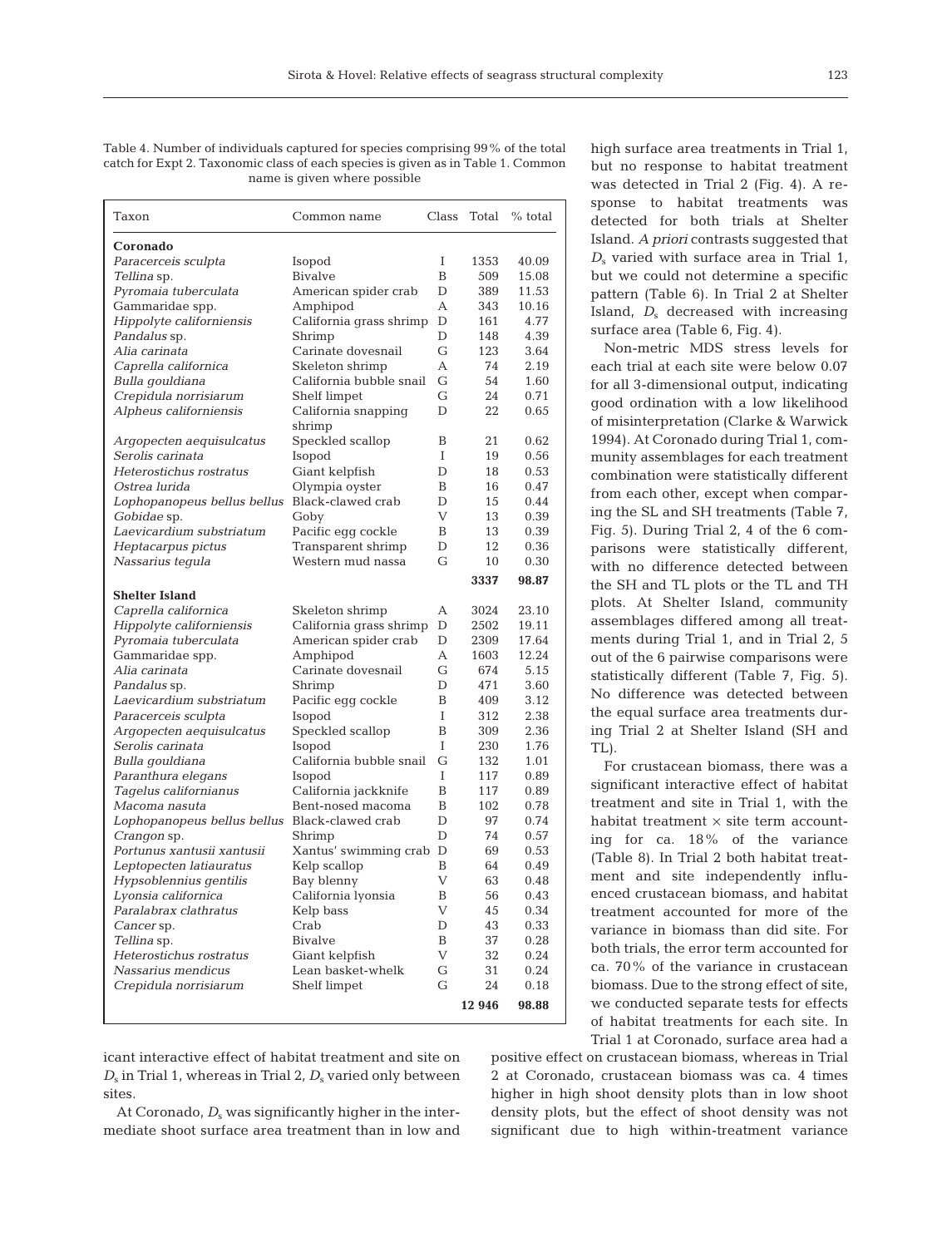Table 4. Number of individuals captured for species comprising 99% of the total catch for Expt 2. Taxonomic class of each species is given as in Table 1. Common name is given where possible

| Taxon | Common name | Class | Total | % total |
|---|---|---|---|---|
| **Coronado** | | | | |
| *Paracerceis sculpta* | Isopod | I | 1353 | 40.09 |
| *Tellina* sp. | Bivalve | B | 509 | 15.08 |
| *Pyromaia tuberculata* | American spider crab | D | 389 | 11.53 |
| Gammaridae spp. | Amphipod | A | 343 | 10.16 |
| *Hippolyte californiensis* | California grass shrimp | D | 161 | 4.77 |
| *Pandalus* sp. | Shrimp | D | 148 | 4.39 |
| *Alia carinata* | Carinate dovesnail | G | 123 | 3.64 |
| *Caprella californica* | Skeleton shrimp | A | 74 | 2.19 |
| *Bulla gouldiana* | California bubble snail | G | 54 | 1.60 |
| *Crepidula norrisiarum* | Shelf limpet | G | 24 | 0.71 |
| *Alpheus californiensis* | California snapping shrimp | D | 22 | 0.65 |
| *Argopecten aequisulcatus* | Speckled scallop | B | 21 | 0.62 |
| *Serolis carinata* | Isopod | I | 19 | 0.56 |
| *Heterostichus rostratus* | Giant kelpfish | D | 18 | 0.53 |
| *Ostrea lurida* | Olympia oyster | B | 16 | 0.47 |
| *Lophopanopeus bellus bellus* | Black-clawed crab | D | 15 | 0.44 |
| *Gobidae* sp. | Goby | V | 13 | 0.39 |
| *Laevicardium substriatum* | Pacific egg cockle | B | 13 | 0.39 |
| *Heptacarpus pictus* | Transparent shrimp | D | 12 | 0.36 |
| *Nassarius tegula* | Western mud nassa | G | 10 | 0.30 |
| | | | **3337** | **98.87** |
| **Shelter Island** | | | | |
| *Caprella californica* | Skeleton shrimp | A | 3024 | 23.10 |
| *Hippolyte californiensis* | California grass shrimp | D | 2502 | 19.11 |
| *Pyromaia tuberculata* | American spider crab | D | 2309 | 17.64 |
| Gammaridae spp. | Amphipod | A | 1603 | 12.24 |
| *Alia carinata* | Carinate dovesnail | G | 674 | 5.15 |
| *Pandalus* sp. | Shrimp | D | 471 | 3.60 |
| *Laevicardium substriatum* | Pacific egg cockle | B | 409 | 3.12 |
| *Paracerceis sculpta* | Isopod | I | 312 | 2.38 |
| *Argopecten aequisulcatus* | Speckled scallop | B | 309 | 2.36 |
| *Serolis carinata* | Isopod | I | 230 | 1.76 |
| *Bulla gouldiana* | California bubble snail | G | 132 | 1.01 |
| *Paranthura elegans* | Isopod | I | 117 | 0.89 |
| *Tagelus californianus* | California jackknife | B | 117 | 0.89 |
| *Macoma nasuta* | Bent-nosed macoma | B | 102 | 0.78 |
| *Lophopanopeus bellus bellus* | Black-clawed crab | D | 97 | 0.74 |
| *Crangon* sp. | Shrimp | D | 74 | 0.57 |
| *Portunus xantusii xantusii* | Xantus' swimming crab | D | 69 | 0.53 |
| *Leptopecten latiauratus* | Kelp scallop | B | 64 | 0.49 |
| *Hypsoblennius gentilis* | Bay blenny | V | 63 | 0.48 |
| *Lyonsia californica* | California lyonsia | B | 56 | 0.43 |
| *Paralabrax clathratus* | Kelp bass | V | 45 | 0.34 |
| *Cancer* sp. | Crab | D | 43 | 0.33 |
| *Tellina* sp. | Bivalve | B | 37 | 0.28 |
| *Heterostichus rostratus* | Giant kelpfish | V | 32 | 0.24 |
| *Nassarius mendicus* | Lean basket-whelk | G | 31 | 0.24 |
| *Crepidula norrisiarum* | Shelf limpet | G | 24 | 0.18 |
| | | | **12 946** | **98.88** |

icant interactive effect of habitat treatment and site on $D_s$ in Trial 1, whereas in Trial 2, $D_s$ varied only between sites.

At Coronado, $D_s$ was significantly higher in the intermediate shoot surface area treatment than in low and high surface area treatments in Trial 1, but no response to habitat treatment was detected in Trial 2 (Fig. 4). A response to habitat treatments was detected for both trials at Shelter Island. *A priori* contrasts suggested that $D_s$ varied with surface area in Trial 1, but we could not determine a specific pattern (Table 6). In Trial 2 at Shelter Island, $D_s$ decreased with increasing surface area (Table 6, Fig. 4).

Non-metric MDS stress levels for each trial at each site were below 0.07 for all 3-dimensional output, indicating good ordination with a low likelihood of misinterpretation (Clarke & Warwick 1994). At Coronado during Trial 1, community assemblages for each treatment combination were statistically different from each other, except when comparing the SL and SH treatments (Table 7, Fig. 5). During Trial 2, 4 of the 6 comparisons were statistically different, with no difference detected between the SH and TL plots or the TL and TH plots. At Shelter Island, community assemblages differed among all treatments during Trial 1, and in Trial 2, 5 out of the 6 pairwise comparisons were statistically different (Table 7, Fig. 5). No difference was detected between the equal surface area treatments during Trial 2 at Shelter Island (SH and TL).

For crustacean biomass, there was a significant interactive effect of habitat treatment and site in Trial 1, with the habitat treatment × site term accounting for ca. 18% of the variance (Table 8). In Trial 2 both habitat treatment and site independently influenced crustacean biomass, and habitat treatment accounted for more of the variance in biomass than did site. For both trials, the error term accounted for ca. 70% of the variance in crustacean biomass. Due to the strong effect of site, we conducted separate tests for effects of habitat treatments for each site. In Trial 1 at Coronado, surface area had a positive effect on crustacean biomass, whereas in Trial 2 at Coronado, crustacean biomass was ca. 4 times higher in high shoot density plots than in low shoot density plots, but the effect of shoot density was not significant due to high within-treatment variance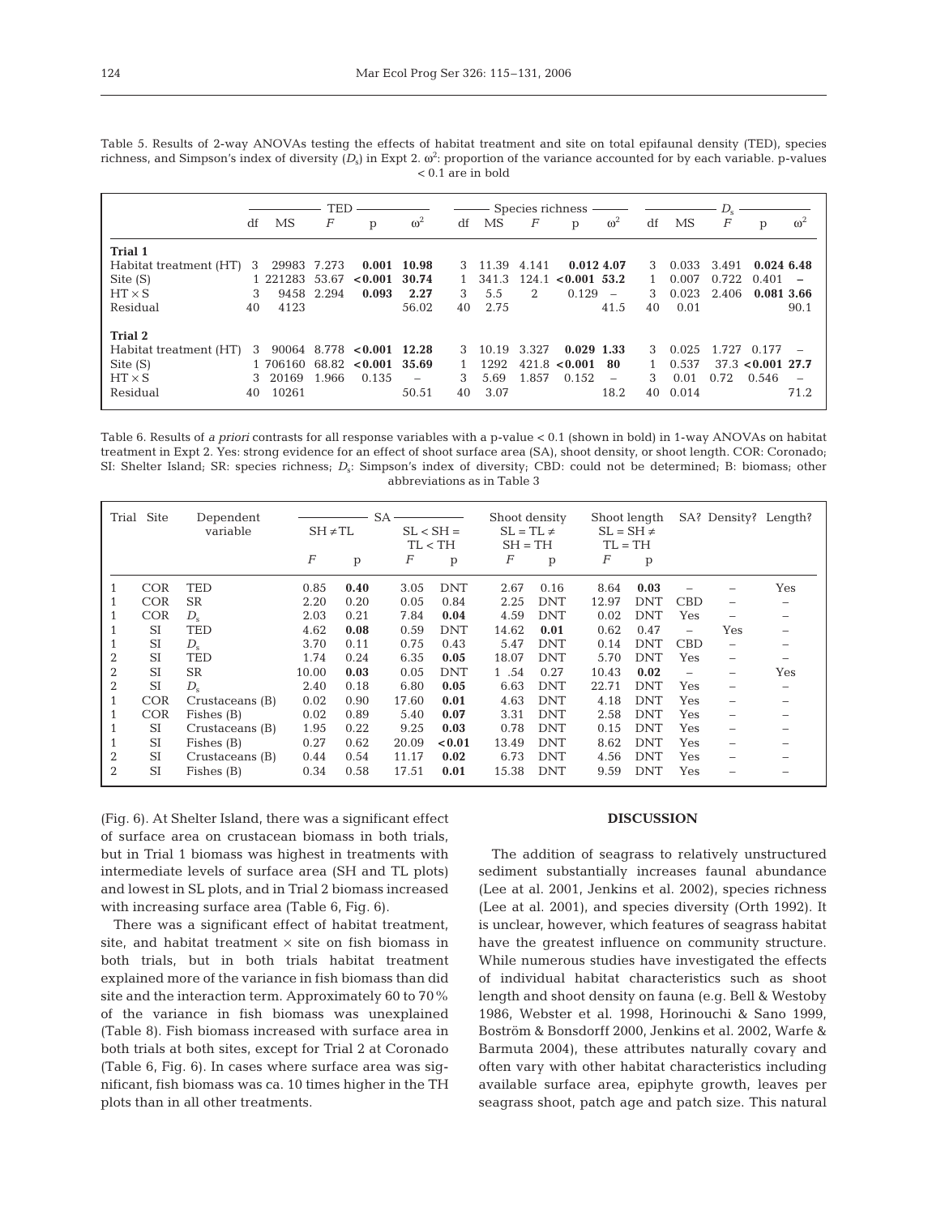Table 5. Results of 2-way ANOVAs testing the effects of habitat treatment and site on total epifaunal density (TED), species richness, and Simpson's index of diversity ($D_s$) in Expt 2. $\omega^2$: proportion of the variance accounted for by each variable. p-values < 0.1 are in bold

| | TED | | | | | Species richness | | | | | $D_s$ | | | | |
|---|---|---|---|---|---|---|---|---|---|---|---|---|---|---|---|
| | df | MS | $F$ | p | $\omega^2$ | df | MS | $F$ | p | $\omega^2$ | df | MS | $F$ | p | $\omega^2$ |
| **Trial 1** | | | | | | | | | | | | | | | |
| Habitat treatment (HT) | 3 | 29983 | 7.273 | **0.001** | **10.98** | 3 | 11.39 | 4.141 | **0.012** | **4.07** | 3 | 0.033 | 3.491 | **0.024** | **6.48** |
| Site (S) | 1 | 221283 | 53.67 | **<0.001** | **30.74** | 1 | 341.3 | 124.1 | **<0.001** | **53.2** | 1 | 0.007 | 0.722 | 0.401 | – |
| HT × S | 3 | 9458 | 2.294 | **0.093** | **2.27** | 3 | 5.5 | 2 | 0.129 | – | 3 | 0.023 | 2.406 | **0.081** | **3.66** |
| Residual | 40 | 4123 | | | 56.02 | 40 | 2.75 | | | 41.5 | 40 | 0.01 | | | 90.1 |
| **Trial 2** | | | | | | | | | | | | | | | |
| Habitat treatment (HT) | 3 | 90064 | 8.778 | **<0.001** | **12.28** | 3 | 10.19 | 3.327 | **0.029** | **1.33** | 3 | 0.025 | 1.727 | 0.177 | – |
| Site (S) | 1 | 706160 | 68.82 | **<0.001** | **35.69** | 1 | 1292 | 421.8 | **<0.001** | **80** | 1 | 0.537 | 37.3 | **<0.001** | **27.7** |
| HT × S | 3 | 20169 | 1.966 | 0.135 | – | 3 | 5.69 | 1.857 | 0.152 | – | 3 | 0.01 | 0.72 | 0.546 | – |
| Residual | 40 | 10261 | | | 50.51 | 40 | 3.07 | | | 18.2 | 40 | 0.014 | | | 71.2 |

Table 6. Results of *a priori* contrasts for all response variables with a p-value < 0.1 (shown in bold) in 1-way ANOVAs on habitat treatment in Expt 2. Yes: strong evidence for an effect of shoot surface area (SA), shoot density, or shoot length. COR: Coronado; SI: Shelter Island; SR: species richness; $D_s$: Simpson's index of diversity; CBD: could not be determined; B: biomass; other abbreviations as in Table 3

| Trial | Site | Dependent variable | SA | | | | Shoot density | | Shoot length | | SA? | Density? | Length? |
|---|---|---|---|---|---|---|---|---|---|---|---|---|---|
| | | | SH ≠ TL | | SL < SH = TL < TH | | SL = TL ≠ SH = TH | | SL = SH ≠ TL = TH | | | | |
| | | | $F$ | p | $F$ | p | $F$ | p | $F$ | p | | | |
| 1 | COR | TED | 0.85 | **0.40** | 3.05 | DNT | 2.67 | 0.16 | 8.64 | **0.03** | – | – | Yes |
| 1 | COR | SR | 2.20 | 0.20 | 0.05 | 0.84 | 2.25 | DNT | 12.97 | DNT | CBD | – | – |
| 1 | COR | $D_s$ | 2.03 | 0.21 | 7.84 | **0.04** | 4.59 | DNT | 0.02 | DNT | Yes | – | – |
| 1 | SI | TED | 4.62 | **0.08** | 0.59 | DNT | 14.62 | **0.01** | 0.62 | 0.47 | – | Yes | – |
| 1 | SI | $D_s$ | 3.70 | 0.11 | 0.75 | 0.43 | 5.47 | DNT | 0.14 | DNT | CBD | – | – |
| 2 | SI | TED | 1.74 | 0.24 | 6.35 | **0.05** | 18.07 | DNT | 5.70 | DNT | Yes | – | – |
| 2 | SI | SR | 10.00 | **0.03** | 0.05 | DNT | 1 .54 | 0.27 | 10.43 | **0.02** | – | – | Yes |
| 2 | SI | $D_s$ | 2.40 | 0.18 | 6.80 | **0.05** | 6.63 | DNT | 22.71 | DNT | Yes | – | – |
| 1 | COR | Crustaceans (B) | 0.02 | 0.90 | 17.60 | **0.01** | 4.63 | DNT | 4.18 | DNT | Yes | – | – |
| 1 | COR | Fishes (B) | 0.02 | 0.89 | 5.40 | **0.07** | 3.31 | DNT | 2.58 | DNT | Yes | – | – |
| 1 | SI | Crustaceans (B) | 1.95 | 0.22 | 9.25 | **0.03** | 0.78 | DNT | 0.15 | DNT | Yes | – | – |
| 1 | SI | Fishes (B) | 0.27 | 0.62 | 20.09 | **<0.01** | 13.49 | DNT | 8.62 | DNT | Yes | – | – |
| 2 | SI | Crustaceans (B) | 0.44 | 0.54 | 11.17 | **0.02** | 6.73 | DNT | 4.56 | DNT | Yes | – | – |
| 2 | SI | Fishes (B) | 0.34 | 0.58 | 17.51 | **0.01** | 15.38 | DNT | 9.59 | DNT | Yes | – | – |

(Fig. 6). At Shelter Island, there was a significant effect of surface area on crustacean biomass in both trials, but in Trial 1 biomass was highest in treatments with intermediate levels of surface area (SH and TL plots) and lowest in SL plots, and in Trial 2 biomass increased with increasing surface area (Table 6, Fig. 6).

There was a significant effect of habitat treatment, site, and habitat treatment × site on fish biomass in both trials, but in both trials habitat treatment explained more of the variance in fish biomass than did site and the interaction term. Approximately 60 to 70% of the variance in fish biomass was unexplained (Table 8). Fish biomass increased with surface area in both trials at both sites, except for Trial 2 at Coronado (Table 6, Fig. 6). In cases where surface area was significant, fish biomass was ca. 10 times higher in the TH plots than in all other treatments.

## DISCUSSION

The addition of seagrass to relatively unstructured sediment substantially increases faunal abundance (Lee at al. 2001, Jenkins et al. 2002), species richness (Lee at al. 2001), and species diversity (Orth 1992). It is unclear, however, which features of seagrass habitat have the greatest influence on community structure. While numerous studies have investigated the effects of individual habitat characteristics such as shoot length and shoot density on fauna (e.g. Bell & Westoby 1986, Webster et al. 1998, Horinouchi & Sano 1999, Boström & Bonsdorff 2000, Jenkins et al. 2002, Warfe & Barmuta 2004), these attributes naturally covary and often vary with other habitat characteristics including available surface area, epiphyte growth, leaves per seagrass shoot, patch age and patch size. This natural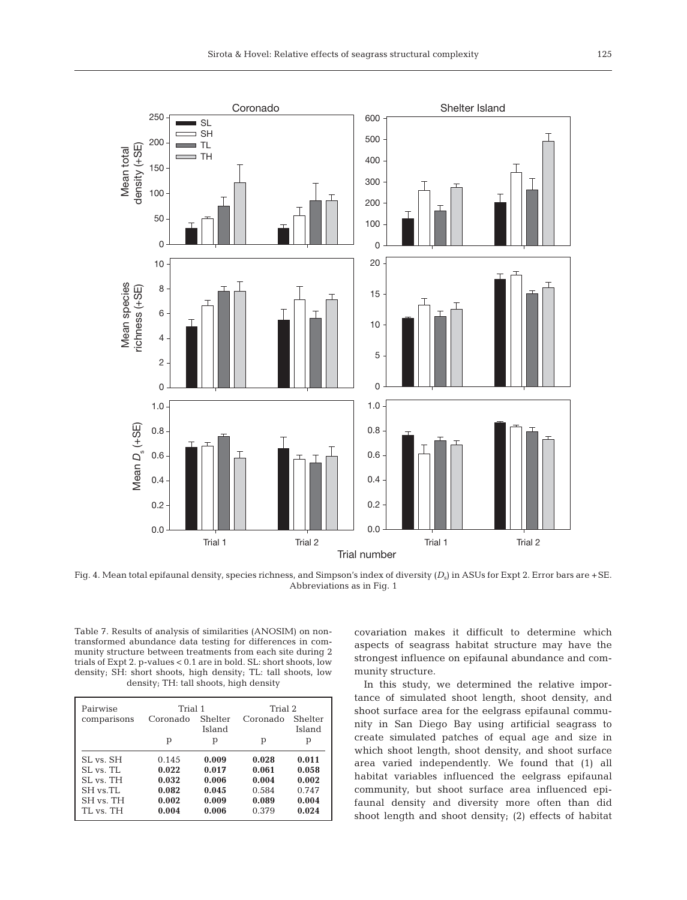Fig. 4. Mean total epifaunal density, species richness, and Simpson's index of diversity ($D_s$) in ASUs for Expt 2. Error bars are +SE. Abbreviations as in Fig. 1

Table 7. Results of analysis of similarities (ANOSIM) on non-transformed abundance data testing for differences in community structure between treatments from each site during 2 trials of Expt 2. p-values < 0.1 are in bold. SL: short shoots, low density; SH: short shoots, high density; TL: tall shoots, low density; TH: tall shoots, high density

| Pairwise comparisons | Trial 1 | | Trial 2 | |
|---|---|---|---|---|
| | Coronado | Shelter Island | Coronado | Shelter Island |
| | p | p | p | p |
| SL vs. SH | 0.145 | **0.009** | **0.028** | **0.011** |
| SL vs. TL | **0.022** | **0.017** | **0.061** | **0.058** |
| SL vs. TH | **0.032** | **0.006** | **0.004** | **0.002** |
| SH vs.TL | **0.082** | **0.045** | 0.584 | 0.747 |
| SH vs. TH | **0.002** | **0.009** | **0.089** | **0.004** |
| TL vs. TH | **0.004** | **0.006** | 0.379 | **0.024** |

covariation makes it difficult to determine which aspects of seagrass habitat structure may have the strongest influence on epifaunal abundance and community structure.

In this study, we determined the relative importance of simulated shoot length, shoot density, and shoot surface area for the eelgrass epifaunal community in San Diego Bay using artificial seagrass to create simulated patches of equal age and size in which shoot length, shoot density, and shoot surface area varied independently. We found that (1) all habitat variables influenced the eelgrass epifaunal community, but shoot surface area influenced epifaunal density and diversity more often than did shoot length and shoot density; (2) effects of habitat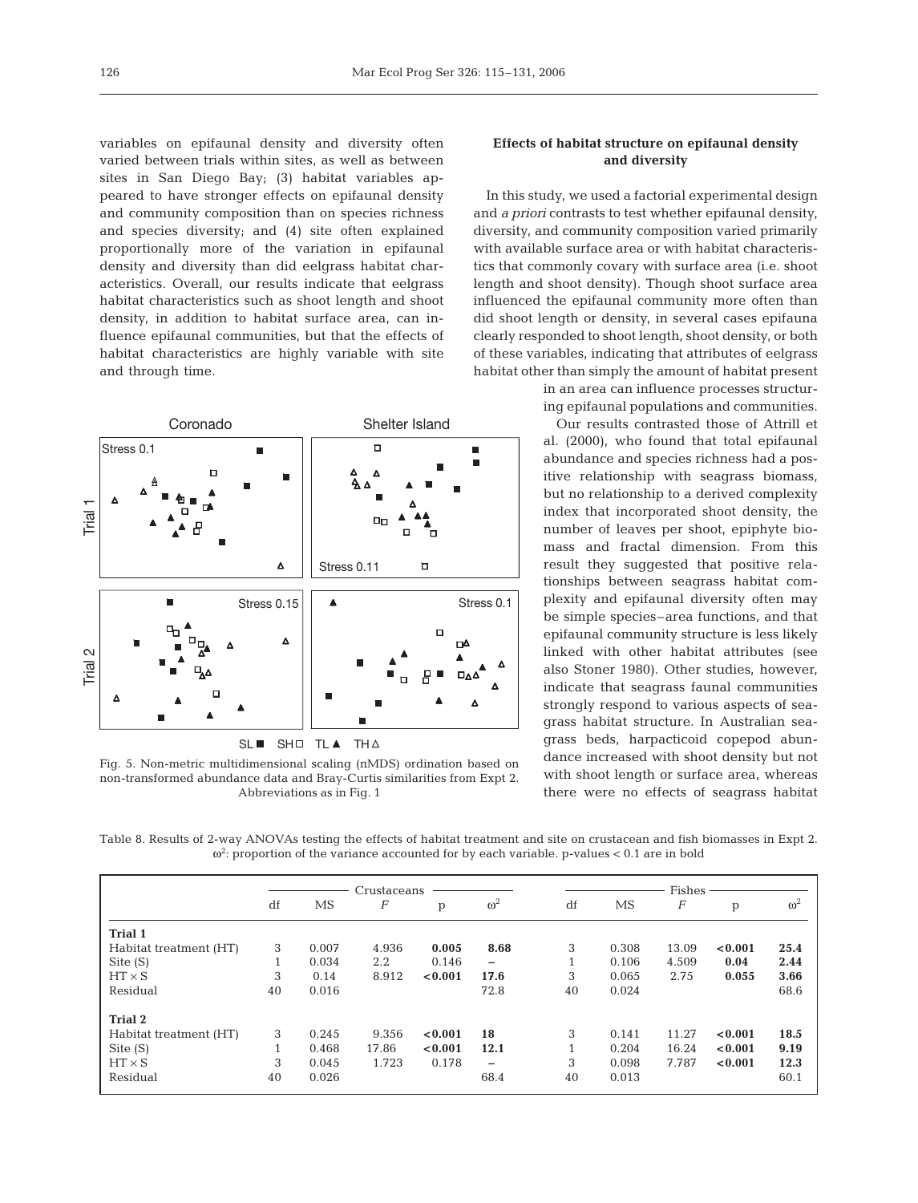variables on epifaunal density and diversity often varied between trials within sites, as well as between sites in San Diego Bay; (3) habitat variables appeared to have stronger effects on epifaunal density and community composition than on species richness and species diversity; and (4) site often explained proportionally more of the variation in epifaunal density and diversity than did eelgrass habitat characteristics. Overall, our results indicate that eelgrass habitat characteristics such as shoot length and shoot density, in addition to habitat surface area, can influence epifaunal communities, but that the effects of habitat characteristics are highly variable with site and through time.

Fig. 5. Non-metric multidimensional scaling (nMDS) ordination based on non-transformed abundance data and Bray-Curtis similarities from Expt 2. Abbreviations as in Fig. 1

### Effects of habitat structure on epifaunal density and diversity

In this study, we used a factorial experimental design and *a priori* contrasts to test whether epifaunal density, diversity, and community composition varied primarily with available surface area or with habitat characteristics that commonly covary with surface area (i.e. shoot length and shoot density). Though shoot surface area influenced the epifaunal community more often than did shoot length or density, in several cases epifauna clearly responded to shoot length, shoot density, or both of these variables, indicating that attributes of eelgrass habitat other than simply the amount of habitat present in an area can influence processes structuring epifaunal populations and communities.

Our results contrasted those of Attrill et al. (2000), who found that total epifaunal abundance and species richness had a positive relationship with seagrass biomass, but no relationship to a derived complexity index that incorporated shoot density, the number of leaves per shoot, epiphyte biomass and fractal dimension. From this result they suggested that positive relationships between seagrass habitat complexity and epifaunal diversity often may be simple species–area functions, and that epifaunal community structure is less likely linked with other habitat attributes (see also Stoner 1980). Other studies, however, indicate that seagrass faunal communities strongly respond to various aspects of seagrass habitat structure. In Australian seagrass beds, harpacticoid copepod abundance increased with shoot density but not with shoot length or surface area, whereas there were no effects of seagrass habitat

Table 8. Results of 2-way ANOVAs testing the effects of habitat treatment and site on crustacean and fish biomasses in Expt 2. $\omega^2$: proportion of the variance accounted for by each variable. p-values < 0.1 are in bold

| | Crustaceans | | | | | Fishes | | | | |
|---|---|---|---|---|---|---|---|---|---|---|
| | df | MS | $F$ | p | $\omega^2$ | df | MS | $F$ | p | $\omega^2$ |
| **Trial 1** | | | | | | | | | | |
| Habitat treatment (HT) | 3 | 0.007 | 4.936 | **0.005** | **8.68** | 3 | 0.308 | 13.09 | **<0.001** | **25.4** |
| Site (S) | 1 | 0.034 | 2.2 | 0.146 | – | 1 | 0.106 | 4.509 | **0.04** | **2.44** |
| HT × S | 3 | 0.14 | 8.912 | **<0.001** | **17.6** | 3 | 0.065 | 2.75 | **0.055** | **3.66** |
| Residual | 40 | 0.016 | | | 72.8 | 40 | 0.024 | | | 68.6 |
| **Trial 2** | | | | | | | | | | |
| Habitat treatment (HT) | 3 | 0.245 | 9.356 | **<0.001** | **18** | 3 | 0.141 | 11.27 | **<0.001** | **18.5** |
| Site (S) | 1 | 0.468 | 17.86 | **<0.001** | **12.1** | 1 | 0.204 | 16.24 | **<0.001** | **9.19** |
| HT × S | 3 | 0.045 | 1.723 | 0.178 | – | 3 | 0.098 | 7.787 | **<0.001** | **12.3** |
| Residual | 40 | 0.026 | | | 68.4 | 40 | 0.013 | | | 60.1 |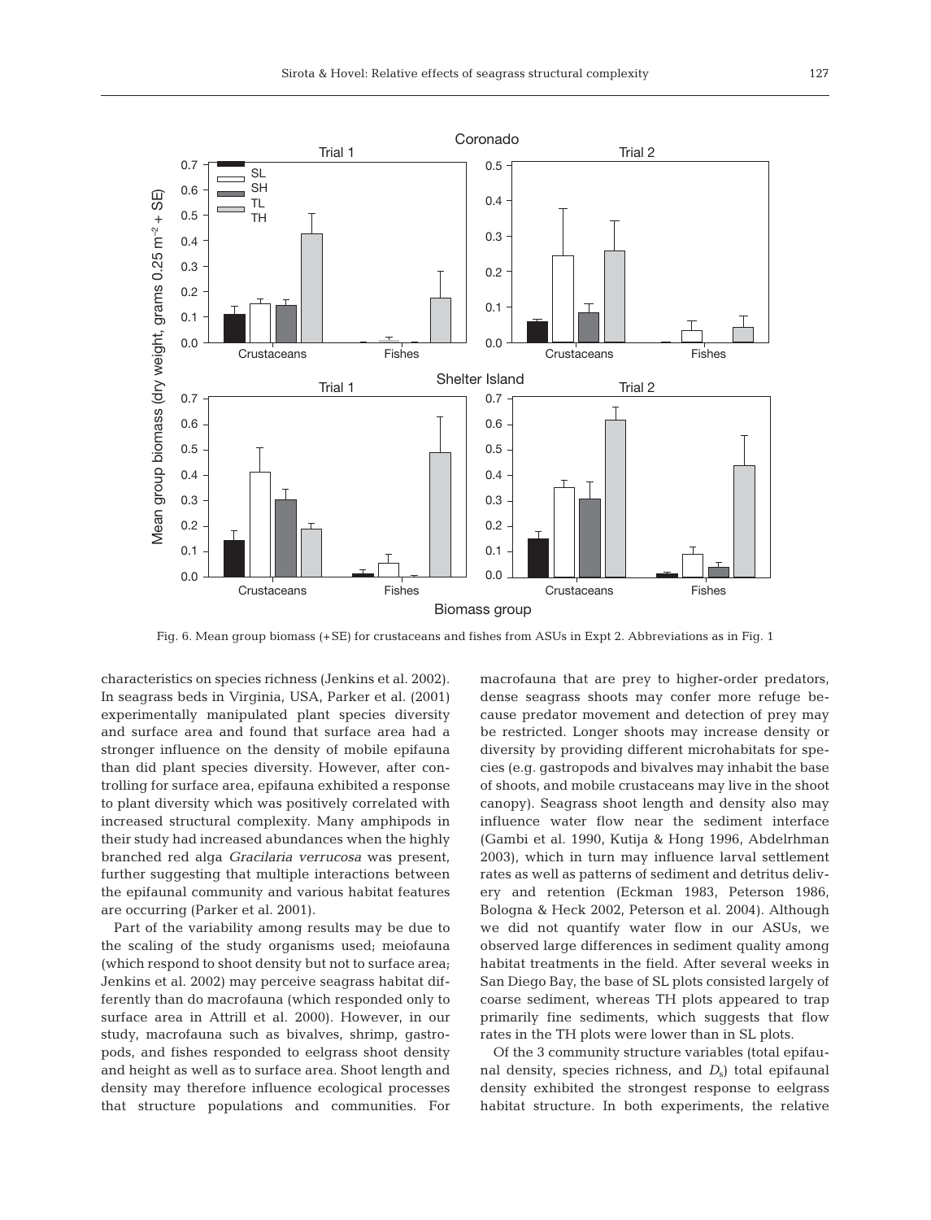Fig. 6. Mean group biomass (+SE) for crustaceans and fishes from ASUs in Expt 2. Abbreviations as in Fig. 1

characteristics on species richness (Jenkins et al. 2002). In seagrass beds in Virginia, USA, Parker et al. (2001) experimentally manipulated plant species diversity and surface area and found that surface area had a stronger influence on the density of mobile epifauna than did plant species diversity. However, after controlling for surface area, epifauna exhibited a response to plant diversity which was positively correlated with increased structural complexity. Many amphipods in their study had increased abundances when the highly branched red alga *Gracilaria verrucosa* was present, further suggesting that multiple interactions between the epifaunal community and various habitat features are occurring (Parker et al. 2001).

Part of the variability among results may be due to the scaling of the study organisms used; meiofauna (which respond to shoot density but not to surface area; Jenkins et al. 2002) may perceive seagrass habitat differently than do macrofauna (which responded only to surface area in Attrill et al. 2000). However, in our study, macrofauna such as bivalves, shrimp, gastropods, and fishes responded to eelgrass shoot density and height as well as to surface area. Shoot length and density may therefore influence ecological processes that structure populations and communities. For macrofauna that are prey to higher-order predators, dense seagrass shoots may confer more refuge because predator movement and detection of prey may be restricted. Longer shoots may increase density or diversity by providing different microhabitats for species (e.g. gastropods and bivalves may inhabit the base of shoots, and mobile crustaceans may live in the shoot canopy). Seagrass shoot length and density also may influence water flow near the sediment interface (Gambi et al. 1990, Kutija & Hong 1996, Abdelrhman 2003), which in turn may influence larval settlement rates as well as patterns of sediment and detritus delivery and retention (Eckman 1983, Peterson 1986, Bologna & Heck 2002, Peterson et al. 2004). Although we did not quantify water flow in our ASUs, we observed large differences in sediment quality among habitat treatments in the field. After several weeks in San Diego Bay, the base of SL plots consisted largely of coarse sediment, whereas TH plots appeared to trap primarily fine sediments, which suggests that flow rates in the TH plots were lower than in SL plots.

Of the 3 community structure variables (total epifaunal density, species richness, and $D_s$) total epifaunal density exhibited the strongest response to eelgrass habitat structure. In both experiments, the relative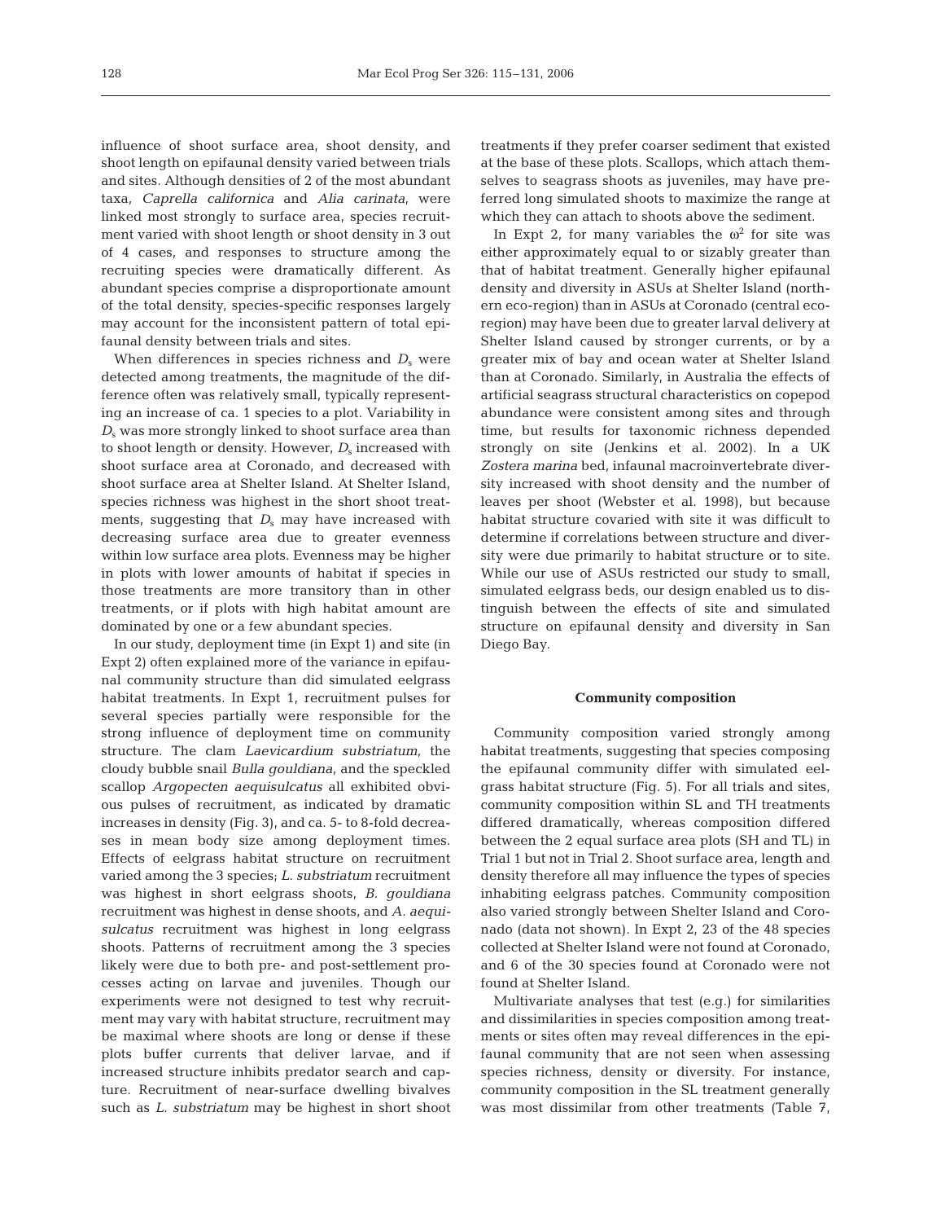influence of shoot surface area, shoot density, and shoot length on epifaunal density varied between trials and sites. Although densities of 2 of the most abundant taxa, *Caprella californica* and *Alia carinata*, were linked most strongly to surface area, species recruitment varied with shoot length or shoot density in 3 out of 4 cases, and responses to structure among the recruiting species were dramatically different. As abundant species comprise a disproportionate amount of the total density, species-specific responses largely may account for the inconsistent pattern of total epifaunal density between trials and sites.

When differences in species richness and $D_s$ were detected among treatments, the magnitude of the difference often was relatively small, typically representing an increase of ca. 1 species to a plot. Variability in $D_s$ was more strongly linked to shoot surface area than to shoot length or density. However, $D_s$ increased with shoot surface area at Coronado, and decreased with shoot surface area at Shelter Island. At Shelter Island, species richness was highest in the short shoot treatments, suggesting that $D_s$ may have increased with decreasing surface area due to greater evenness within low surface area plots. Evenness may be higher in plots with lower amounts of habitat if species in those treatments are more transitory than in other treatments, or if plots with high habitat amount are dominated by one or a few abundant species.

In our study, deployment time (in Expt 1) and site (in Expt 2) often explained more of the variance in epifaunal community structure than did simulated eelgrass habitat treatments. In Expt 1, recruitment pulses for several species partially were responsible for the strong influence of deployment time on community structure. The clam *Laevicardium substriatum*, the cloudy bubble snail *Bulla gouldiana*, and the speckled scallop *Argopecten aequisulcatus* all exhibited obvious pulses of recruitment, as indicated by dramatic increases in density (Fig. 3), and ca. 5- to 8-fold decreases in mean body size among deployment times. Effects of eelgrass habitat structure on recruitment varied among the 3 species; *L. substriatum* recruitment was highest in short eelgrass shoots, *B. gouldiana* recruitment was highest in dense shoots, and *A. aequisulcatus* recruitment was highest in long eelgrass shoots. Patterns of recruitment among the 3 species likely were due to both pre- and post-settlement processes acting on larvae and juveniles. Though our experiments were not designed to test why recruitment may vary with habitat structure, recruitment may be maximal where shoots are long or dense if these plots buffer currents that deliver larvae, and if increased structure inhibits predator search and capture. Recruitment of near-surface dwelling bivalves such as *L. substriatum* may be highest in short shoot treatments if they prefer coarser sediment that existed at the base of these plots. Scallops, which attach themselves to seagrass shoots as juveniles, may have preferred long simulated shoots to maximize the range at which they can attach to shoots above the sediment.

In Expt 2, for many variables the $\omega^2$ for site was either approximately equal to or sizably greater than that of habitat treatment. Generally higher epifaunal density and diversity in ASUs at Shelter Island (northern eco-region) than in ASUs at Coronado (central eco-region) may have been due to greater larval delivery at Shelter Island caused by stronger currents, or by a greater mix of bay and ocean water at Shelter Island than at Coronado. Similarly, in Australia the effects of artificial seagrass structural characteristics on copepod abundance were consistent among sites and through time, but results for taxonomic richness depended strongly on site (Jenkins et al. 2002). In a UK *Zostera marina* bed, infaunal macroinvertebrate diversity increased with shoot density and the number of leaves per shoot (Webster et al. 1998), but because habitat structure covaried with site it was difficult to determine if correlations between structure and diversity were due primarily to habitat structure or to site. While our use of ASUs restricted our study to small, simulated eelgrass beds, our design enabled us to distinguish between the effects of site and simulated structure on epifaunal density and diversity in San Diego Bay.

## Community composition

Community composition varied strongly among habitat treatments, suggesting that species composing the epifaunal community differ with simulated eelgrass habitat structure (Fig. 5). For all trials and sites, community composition within SL and TH treatments differed dramatically, whereas composition differed between the 2 equal surface area plots (SH and TL) in Trial 1 but not in Trial 2. Shoot surface area, length and density therefore all may influence the types of species inhabiting eelgrass patches. Community composition also varied strongly between Shelter Island and Coronado (data not shown). In Expt 2, 23 of the 48 species collected at Shelter Island were not found at Coronado, and 6 of the 30 species found at Coronado were not found at Shelter Island.

Multivariate analyses that test (e.g.) for similarities and dissimilarities in species composition among treatments or sites often may reveal differences in the epifaunal community that are not seen when assessing species richness, density or diversity. For instance, community composition in the SL treatment generally was most dissimilar from other treatments (Table 7,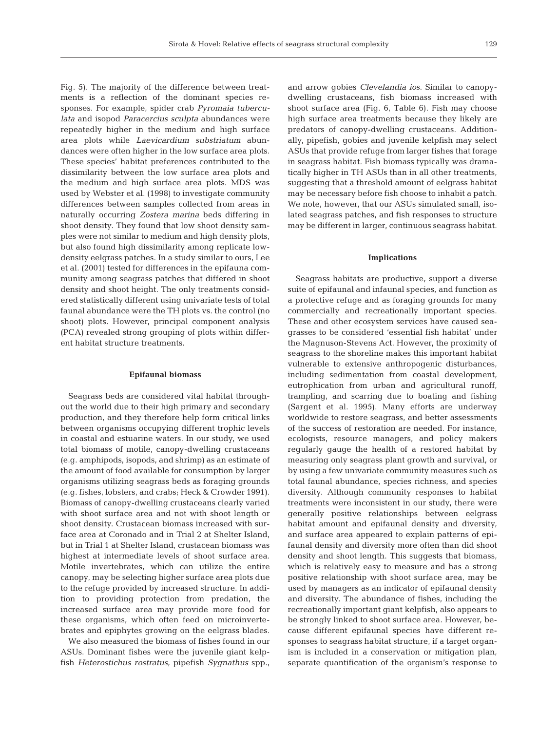Fig. 5). The majority of the difference between treatments is a reflection of the dominant species responses. For example, spider crab *Pyromaia tuberculata* and isopod *Paracercius sculpta* abundances were repeatedly higher in the medium and high surface area plots while *Laevicardium substriatum* abundances were often higher in the low surface area plots. These species' habitat preferences contributed to the dissimilarity between the low surface area plots and the medium and high surface area plots. MDS was used by Webster et al. (1998) to investigate community differences between samples collected from areas in naturally occurring *Zostera marina* beds differing in shoot density. They found that low shoot density samples were not similar to medium and high density plots, but also found high dissimilarity among replicate low-density eelgrass patches. In a study similar to ours, Lee et al. (2001) tested for differences in the epifauna community among seagrass patches that differed in shoot density and shoot height. The only treatments considered statistically different using univariate tests of total faunal abundance were the TH plots vs. the control (no shoot) plots. However, principal component analysis (PCA) revealed strong grouping of plots within different habitat structure treatments.

### Epifaunal biomass

Seagrass beds are considered vital habitat throughout the world due to their high primary and secondary production, and they therefore help form critical links between organisms occupying different trophic levels in coastal and estuarine waters. In our study, we used total biomass of motile, canopy-dwelling crustaceans (e.g. amphipods, isopods, and shrimp) as an estimate of the amount of food available for consumption by larger organisms utilizing seagrass beds as foraging grounds (e.g. fishes, lobsters, and crabs; Heck & Crowder 1991). Biomass of canopy-dwelling crustaceans clearly varied with shoot surface area and not with shoot length or shoot density. Crustacean biomass increased with surface area at Coronado and in Trial 2 at Shelter Island, but in Trial 1 at Shelter Island, crustacean biomass was highest at intermediate levels of shoot surface area. Motile invertebrates, which can utilize the entire canopy, may be selecting higher surface area plots due to the refuge provided by increased structure. In addition to providing protection from predation, the increased surface area may provide more food for these organisms, which often feed on microinvertebrates and epiphytes growing on the eelgrass blades.

We also measured the biomass of fishes found in our ASUs. Dominant fishes were the juvenile giant kelpfish *Heterostichus rostratus*, pipefish *Sygnathus* spp., and arrow gobies *Clevelandia ios*. Similar to canopy-dwelling crustaceans, fish biomass increased with shoot surface area (Fig. 6, Table 6). Fish may choose high surface area treatments because they likely are predators of canopy-dwelling crustaceans. Additionally, pipefish, gobies and juvenile kelpfish may select ASUs that provide refuge from larger fishes that forage in seagrass habitat. Fish biomass typically was dramatically higher in TH ASUs than in all other treatments, suggesting that a threshold amount of eelgrass habitat may be necessary before fish choose to inhabit a patch. We note, however, that our ASUs simulated small, isolated seagrass patches, and fish responses to structure may be different in larger, continuous seagrass habitat.

### Implications

Seagrass habitats are productive, support a diverse suite of epifaunal and infaunal species, and function as a protective refuge and as foraging grounds for many commercially and recreationally important species. These and other ecosystem services have caused seagrasses to be considered 'essential fish habitat' under the Magnuson-Stevens Act. However, the proximity of seagrass to the shoreline makes this important habitat vulnerable to extensive anthropogenic disturbances, including sedimentation from coastal development, eutrophication from urban and agricultural runoff, trampling, and scarring due to boating and fishing (Sargent et al. 1995). Many efforts are underway worldwide to restore seagrass, and better assessments of the success of restoration are needed. For instance, ecologists, resource managers, and policy makers regularly gauge the health of a restored habitat by measuring only seagrass plant growth and survival, or by using a few univariate community measures such as total faunal abundance, species richness, and species diversity. Although community responses to habitat treatments were inconsistent in our study, there were generally positive relationships between eelgrass habitat amount and epifaunal density and diversity, and surface area appeared to explain patterns of epifaunal density and diversity more often than did shoot density and shoot length. This suggests that biomass, which is relatively easy to measure and has a strong positive relationship with shoot surface area, may be used by managers as an indicator of epifaunal density and diversity. The abundance of fishes, including the recreationally important giant kelpfish, also appears to be strongly linked to shoot surface area. However, because different epifaunal species have different responses to seagrass habitat structure, if a target organism is included in a conservation or mitigation plan, separate quantification of the organism's response to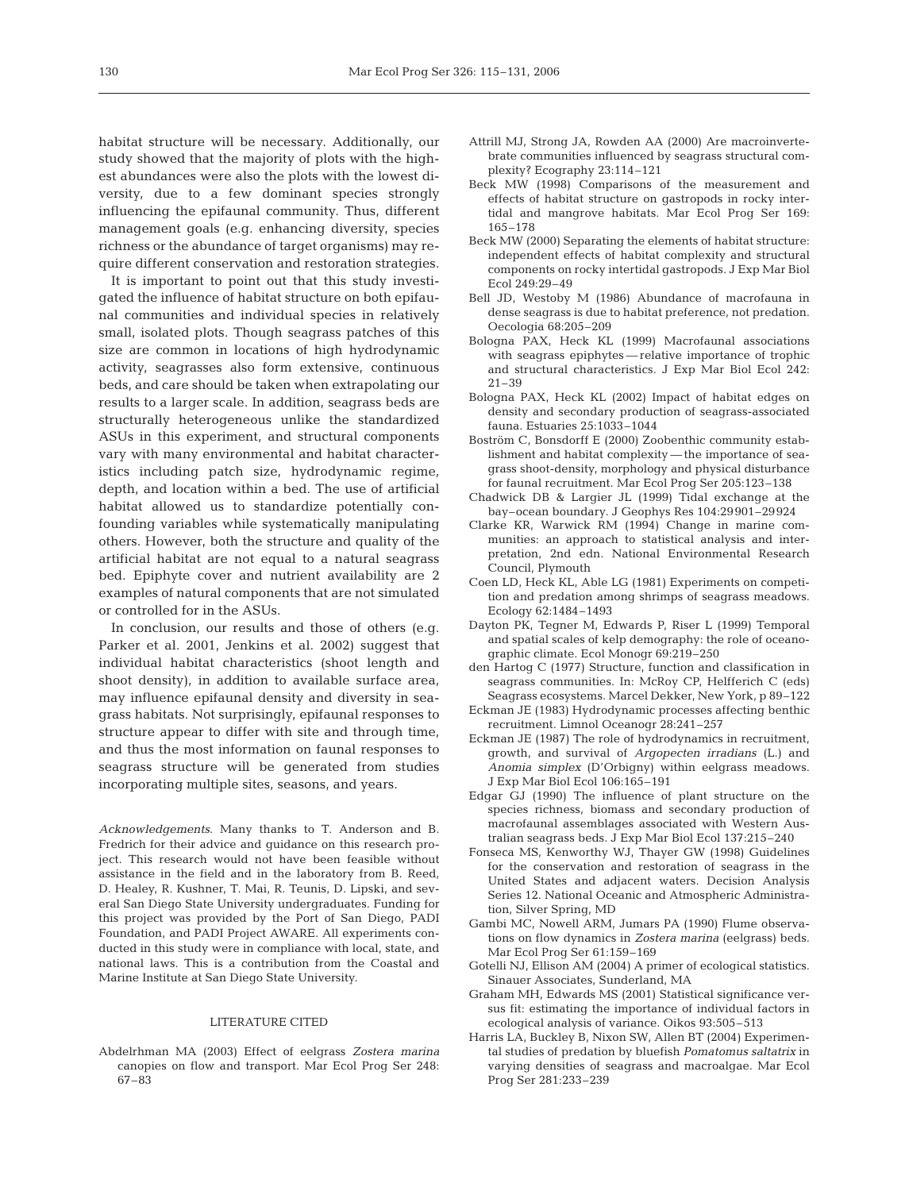habitat structure will be necessary. Additionally, our study showed that the majority of plots with the highest abundances were also the plots with the lowest diversity, due to a few dominant species strongly influencing the epifaunal community. Thus, different management goals (e.g. enhancing diversity, species richness or the abundance of target organisms) may require different conservation and restoration strategies.

It is important to point out that this study investigated the influence of habitat structure on both epifaunal communities and individual species in relatively small, isolated plots. Though seagrass patches of this size are common in locations of high hydrodynamic activity, seagrasses also form extensive, continuous beds, and care should be taken when extrapolating our results to a larger scale. In addition, seagrass beds are structurally heterogeneous unlike the standardized ASUs in this experiment, and structural components vary with many environmental and habitat characteristics including patch size, hydrodynamic regime, depth, and location within a bed. The use of artificial habitat allowed us to standardize potentially confounding variables while systematically manipulating others. However, both the structure and quality of the artificial habitat are not equal to a natural seagrass bed. Epiphyte cover and nutrient availability are 2 examples of natural components that are not simulated or controlled for in the ASUs.

In conclusion, our results and those of others (e.g. Parker et al. 2001, Jenkins et al. 2002) suggest that individual habitat characteristics (shoot length and shoot density), in addition to available surface area, may influence epifaunal density and diversity in seagrass habitats. Not surprisingly, epifaunal responses to structure appear to differ with site and through time, and thus the most information on faunal responses to seagrass structure will be generated from studies incorporating multiple sites, seasons, and years.

*Acknowledgements.* Many thanks to T. Anderson and B. Fredrich for their advice and guidance on this research project. This research would not have been feasible without assistance in the field and in the laboratory from B. Reed, D. Healey, R. Kushner, T. Mai, R. Teunis, D. Lipski, and several San Diego State University undergraduates. Funding for this project was provided by the Port of San Diego, PADI Foundation, and PADI Project AWARE. All experiments conducted in this study were in compliance with local, state, and national laws. This is a contribution from the Coastal and Marine Institute at San Diego State University.

## LITERATURE CITED

Abdelrhman MA (2003) Effect of eelgrass *Zostera marina* canopies on flow and transport. Mar Ecol Prog Ser 248: 67–83

Attrill MJ, Strong JA, Rowden AA (2000) Are macroinvertebrate communities influenced by seagrass structural complexity? Ecography 23:114–121

Beck MW (1998) Comparisons of the measurement and effects of habitat structure on gastropods in rocky intertidal and mangrove habitats. Mar Ecol Prog Ser 169: 165–178

Beck MW (2000) Separating the elements of habitat structure: independent effects of habitat complexity and structural components on rocky intertidal gastropods. J Exp Mar Biol Ecol 249:29–49

Bell JD, Westoby M (1986) Abundance of macrofauna in dense seagrass is due to habitat preference, not predation. Oecologia 68:205–209

Bologna PAX, Heck KL (1999) Macrofaunal associations with seagrass epiphytes — relative importance of trophic and structural characteristics. J Exp Mar Biol Ecol 242: 21–39

Bologna PAX, Heck KL (2002) Impact of habitat edges on density and secondary production of seagrass-associated fauna. Estuaries 25:1033–1044

Boström C, Bonsdorff E (2000) Zoobenthic community establishment and habitat complexity — the importance of seagrass shoot-density, morphology and physical disturbance for faunal recruitment. Mar Ecol Prog Ser 205:123–138

Chadwick DB & Largier JL (1999) Tidal exchange at the bay–ocean boundary. J Geophys Res 104:29901–29924

Clarke KR, Warwick RM (1994) Change in marine communities: an approach to statistical analysis and interpretation, 2nd edn. National Environmental Research Council, Plymouth

Coen LD, Heck KL, Able LG (1981) Experiments on competition and predation among shrimps of seagrass meadows. Ecology 62:1484–1493

Dayton PK, Tegner M, Edwards P, Riser L (1999) Temporal and spatial scales of kelp demography: the role of oceanographic climate. Ecol Monogr 69:219–250

den Hartog C (1977) Structure, function and classification in seagrass communities. In: McRoy CP, Helfferich C (eds) Seagrass ecosystems. Marcel Dekker, New York, p 89–122

Eckman JE (1983) Hydrodynamic processes affecting benthic recruitment. Limnol Oceanogr 28:241–257

Eckman JE (1987) The role of hydrodynamics in recruitment, growth, and survival of *Argopecten irradians* (L.) and *Anomia simplex* (D'Orbigny) within eelgrass meadows. J Exp Mar Biol Ecol 106:165–191

Edgar GJ (1990) The influence of plant structure on the species richness, biomass and secondary production of macrofaunal assemblages associated with Western Australian seagrass beds. J Exp Mar Biol Ecol 137:215–240

Fonseca MS, Kenworthy WJ, Thayer GW (1998) Guidelines for the conservation and restoration of seagrass in the United States and adjacent waters. Decision Analysis Series 12. National Oceanic and Atmospheric Administration, Silver Spring, MD

Gambi MC, Nowell ARM, Jumars PA (1990) Flume observations on flow dynamics in *Zostera marina* (eelgrass) beds. Mar Ecol Prog Ser 61:159–169

Gotelli NJ, Ellison AM (2004) A primer of ecological statistics. Sinauer Associates, Sunderland, MA

Graham MH, Edwards MS (2001) Statistical significance versus fit: estimating the importance of individual factors in ecological analysis of variance. Oikos 93:505–513

Harris LA, Buckley B, Nixon SW, Allen BT (2004) Experimental studies of predation by bluefish *Pomatomus saltatrix* in varying densities of seagrass and macroalgae. Mar Ecol Prog Ser 281:233–239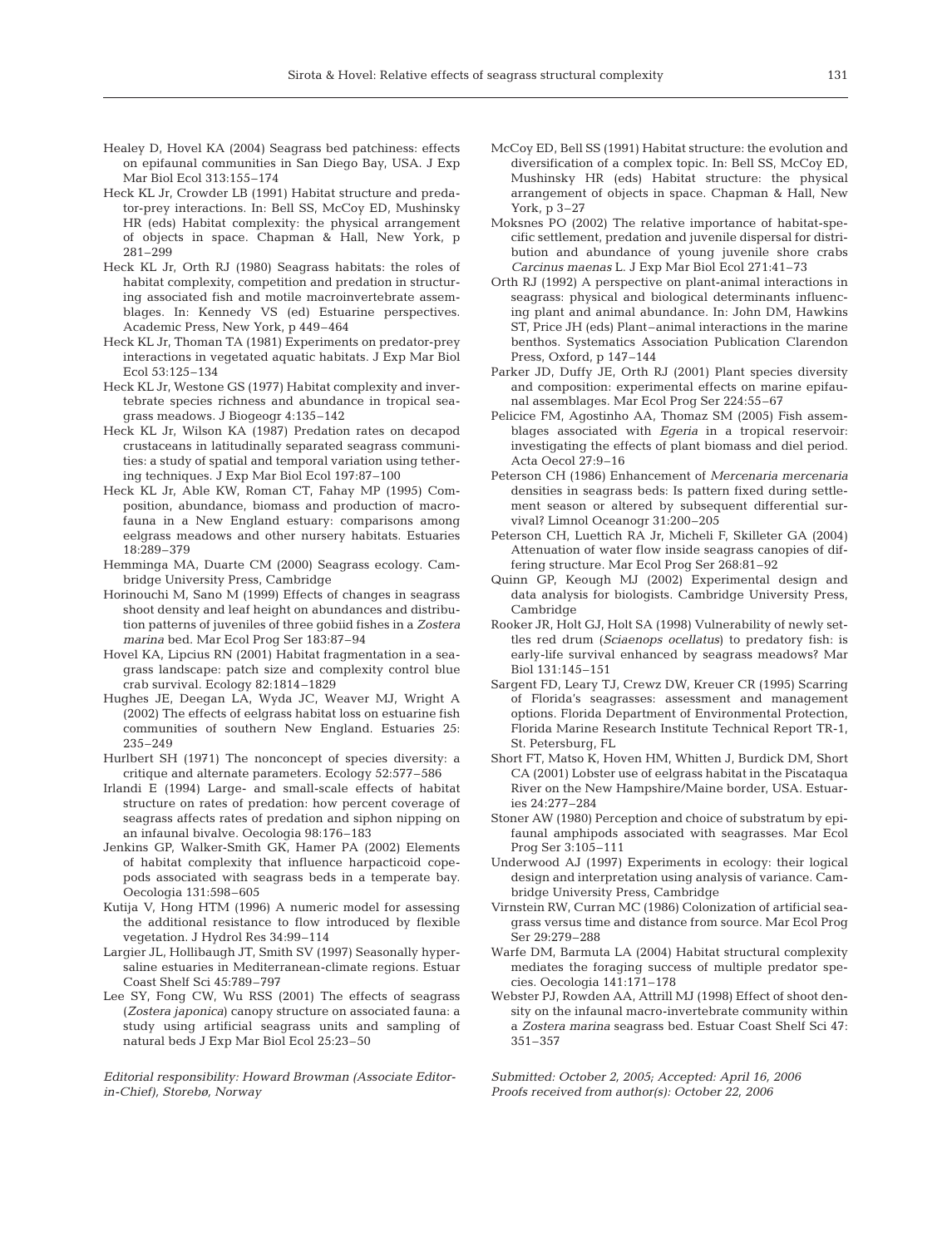Healey D, Hovel KA (2004) Seagrass bed patchiness: effects on epifaunal communities in San Diego Bay, USA. J Exp Mar Biol Ecol 313:155–174

Heck KL Jr, Crowder LB (1991) Habitat structure and predator-prey interactions. In: Bell SS, McCoy ED, Mushinsky HR (eds) Habitat complexity: the physical arrangement of objects in space. Chapman & Hall, New York, p 281–299

Heck KL Jr, Orth RJ (1980) Seagrass habitats: the roles of habitat complexity, competition and predation in structuring associated fish and motile macroinvertebrate assemblages. In: Kennedy VS (ed) Estuarine perspectives. Academic Press, New York, p 449–464

Heck KL Jr, Thoman TA (1981) Experiments on predator-prey interactions in vegetated aquatic habitats. J Exp Mar Biol Ecol 53:125–134

Heck KL Jr, Westone GS (1977) Habitat complexity and invertebrate species richness and abundance in tropical seagrass meadows. J Biogeogr 4:135–142

Heck KL Jr, Wilson KA (1987) Predation rates on decapod crustaceans in latitudinally separated seagrass communities: a study of spatial and temporal variation using tethering techniques. J Exp Mar Biol Ecol 197:87–100

Heck KL Jr, Able KW, Roman CT, Fahay MP (1995) Composition, abundance, biomass and production of macrofauna in a New England estuary: comparisons among eelgrass meadows and other nursery habitats. Estuaries 18:289–379

Hemminga MA, Duarte CM (2000) Seagrass ecology. Cambridge University Press, Cambridge

Horinouchi M, Sano M (1999) Effects of changes in seagrass shoot density and leaf height on abundances and distribution patterns of juveniles of three gobiid fishes in a *Zostera marina* bed. Mar Ecol Prog Ser 183:87–94

Hovel KA, Lipcius RN (2001) Habitat fragmentation in a seagrass landscape: patch size and complexity control blue crab survival. Ecology 82:1814–1829

Hughes JE, Deegan LA, Wyda JC, Weaver MJ, Wright A (2002) The effects of eelgrass habitat loss on estuarine fish communities of southern New England. Estuaries 25: 235–249

Hurlbert SH (1971) The nonconcept of species diversity: a critique and alternate parameters. Ecology 52:577–586

Irlandi E (1994) Large- and small-scale effects of habitat structure on rates of predation: how percent coverage of seagrass affects rates of predation and siphon nipping on an infaunal bivalve. Oecologia 98:176–183

Jenkins GP, Walker-Smith GK, Hamer PA (2002) Elements of habitat complexity that influence harpacticoid copepods associated with seagrass beds in a temperate bay. Oecologia 131:598–605

Kutija V, Hong HTM (1996) A numeric model for assessing the additional resistance to flow introduced by flexible vegetation. J Hydrol Res 34:99–114

Largier JL, Hollibaugh JT, Smith SV (1997) Seasonally hypersaline estuaries in Mediterranean-climate regions. Estuar Coast Shelf Sci 45:789–797

Lee SY, Fong CW, Wu RSS (2001) The effects of seagrass (*Zostera japonica*) canopy structure on associated fauna: a study using artificial seagrass units and sampling of natural beds J Exp Mar Biol Ecol 25:23–50

McCoy ED, Bell SS (1991) Habitat structure: the evolution and diversification of a complex topic. In: Bell SS, McCoy ED, Mushinsky HR (eds) Habitat structure: the physical arrangement of objects in space. Chapman & Hall, New York, p 3–27

Moksnes PO (2002) The relative importance of habitat-specific settlement, predation and juvenile dispersal for distribution and abundance of young juvenile shore crabs *Carcinus maenas* L. J Exp Mar Biol Ecol 271:41–73

Orth RJ (1992) A perspective on plant-animal interactions in seagrass: physical and biological determinants influencing plant and animal abundance. In: John DM, Hawkins ST, Price JH (eds) Plant–animal interactions in the marine benthos. Systematics Association Publication Clarendon Press, Oxford, p 147–144

Parker JD, Duffy JE, Orth RJ (2001) Plant species diversity and composition: experimental effects on marine epifaunal assemblages. Mar Ecol Prog Ser 224:55–67

Pelicice FM, Agostinho AA, Thomaz SM (2005) Fish assemblages associated with *Egeria* in a tropical reservoir: investigating the effects of plant biomass and diel period. Acta Oecol 27:9–16

Peterson CH (1986) Enhancement of *Mercenaria mercenaria* densities in seagrass beds: Is pattern fixed during settlement season or altered by subsequent differential survival? Limnol Oceanogr 31:200–205

Peterson CH, Luettich RA Jr, Micheli F, Skilleter GA (2004) Attenuation of water flow inside seagrass canopies of differing structure. Mar Ecol Prog Ser 268:81–92

Quinn GP, Keough MJ (2002) Experimental design and data analysis for biologists. Cambridge University Press, Cambridge

Rooker JR, Holt GJ, Holt SA (1998) Vulnerability of newly settles red drum (*Sciaenops ocellatus*) to predatory fish: is early-life survival enhanced by seagrass meadows? Mar Biol 131:145–151

Sargent FD, Leary TJ, Crewz DW, Kreuer CR (1995) Scarring of Florida's seagrasses: assessment and management options. Florida Department of Environmental Protection, Florida Marine Research Institute Technical Report TR-1, St. Petersburg, FL

Short FT, Matso K, Hoven HM, Whitten J, Burdick DM, Short CA (2001) Lobster use of eelgrass habitat in the Piscataqua River on the New Hampshire/Maine border, USA. Estuaries 24:277–284

Stoner AW (1980) Perception and choice of substratum by epifaunal amphipods associated with seagrasses. Mar Ecol Prog Ser 3:105–111

Underwood AJ (1997) Experiments in ecology: their logical design and interpretation using analysis of variance. Cambridge University Press, Cambridge

Virnstein RW, Curran MC (1986) Colonization of artificial seagrass versus time and distance from source. Mar Ecol Prog Ser 29:279–288

Warfe DM, Barmuta LA (2004) Habitat structural complexity mediates the foraging success of multiple predator species. Oecologia 141:171–178

Webster PJ, Rowden AA, Attrill MJ (1998) Effect of shoot density on the infaunal macro-invertebrate community within a *Zostera marina* seagrass bed. Estuar Coast Shelf Sci 47: 351–357

*Editorial responsibility: Howard Browman (Associate Editor-in-Chief), Storebø, Norway*

*Submitted: October 2, 2005; Accepted: April 16, 2006*
*Proofs received from author(s): October 22, 2006*